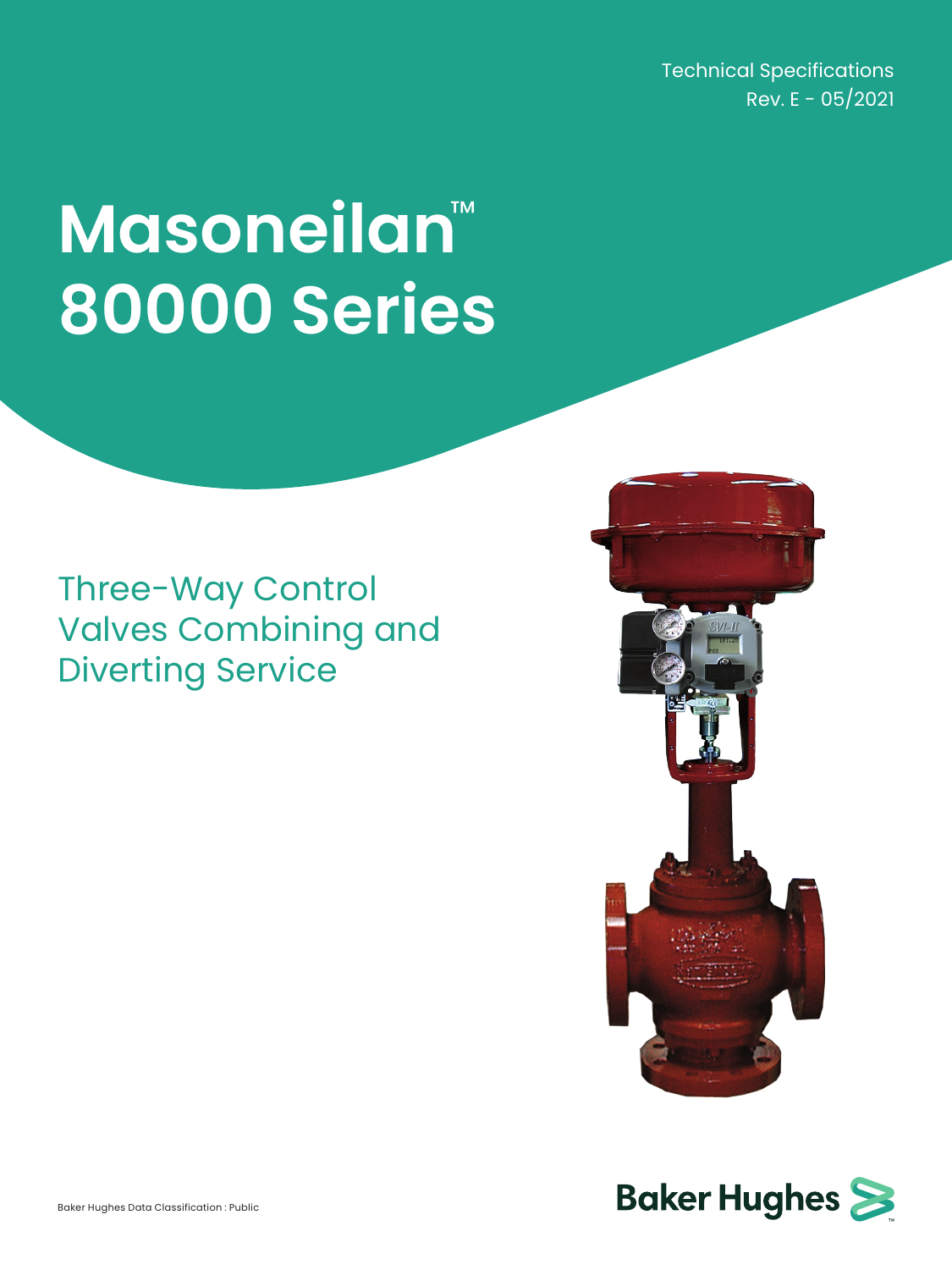Technical Specifications
Rev. E - 05/2021

# Masoneilan™ 80000 Series

## Three-Way Control Valves Combining and Diverting Service

Baker Hughes Data Classification : Public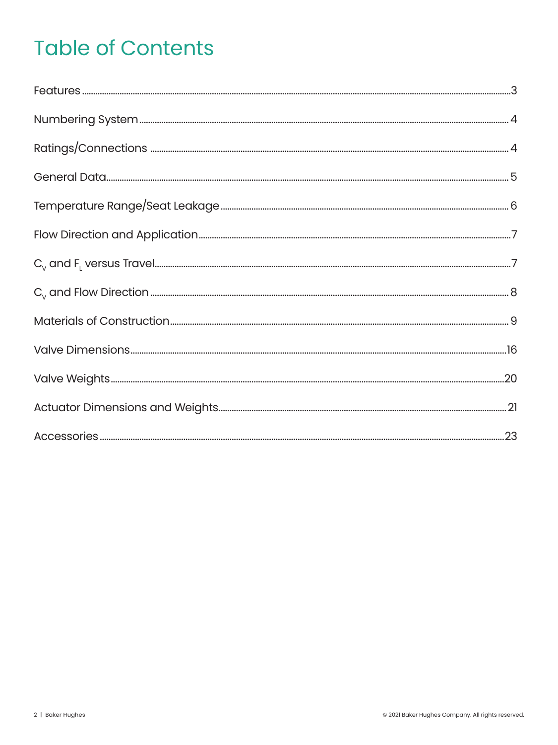# Table of Contents

Features ....................................................................................................................................................................3

Numbering System ..................................................................................................................................................4

Ratings/Connections ..............................................................................................................................................4

General Data..............................................................................................................................................................5

Temperature Range/Seat Leakage ......................................................................................................................6

Flow Direction and Application............................................................................................................................7

$C_V$ and $F_L$ versus Travel...........................................................................................................................................7

$C_V$ and Flow Direction .........................................................................................................................................8

Materials of Construction......................................................................................................................................9

Valve Dimensions...................................................................................................................................................16

Valve Weights..........................................................................................................................................................20

Actuator Dimensions and Weights.....................................................................................................................21

Accessories .............................................................................................................................................................23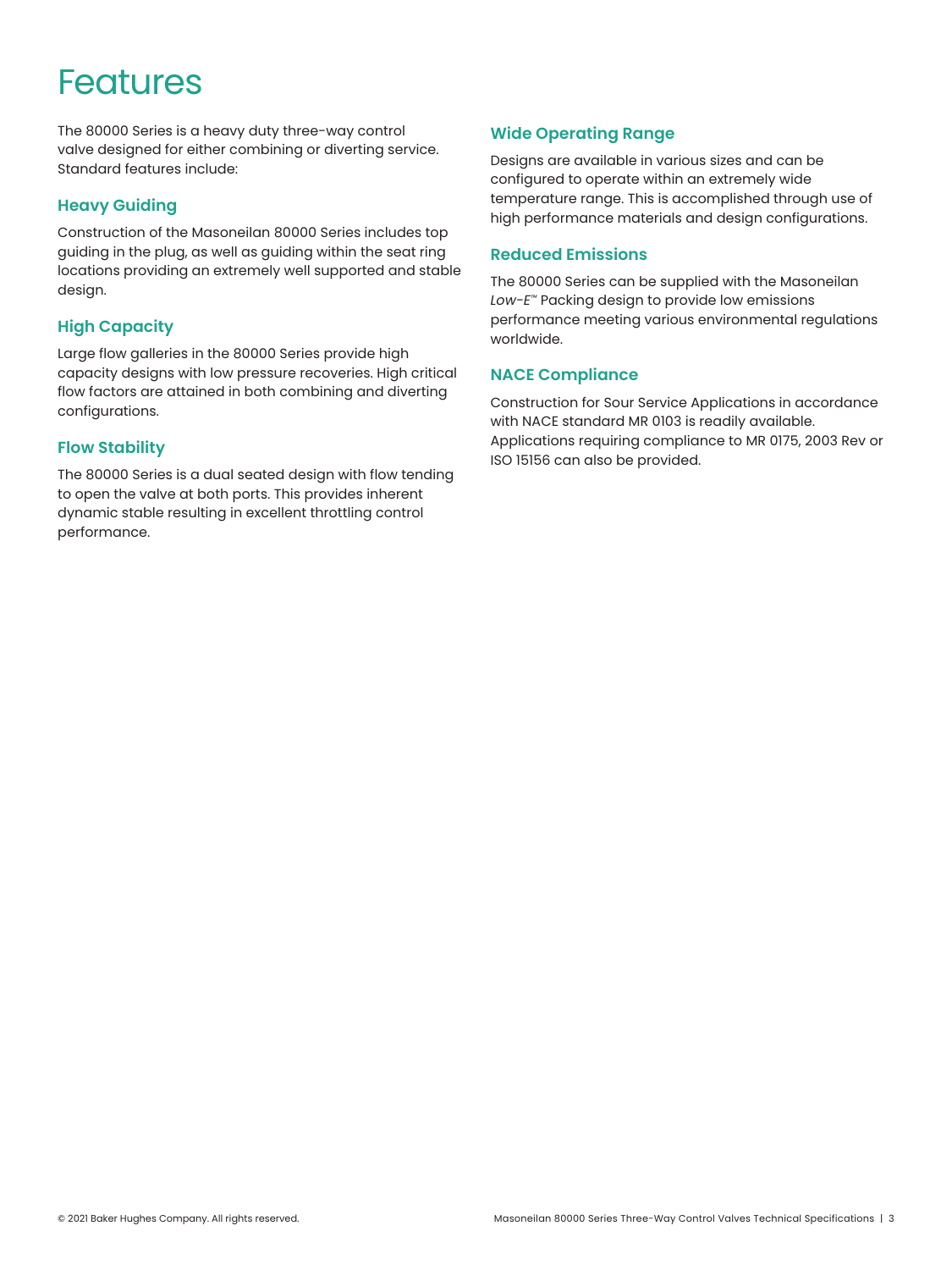# Features

The 80000 Series is a heavy duty three-way control valve designed for either combining or diverting service. Standard features include:

### Heavy Guiding

Construction of the Masoneilan 80000 Series includes top guiding in the plug, as well as guiding within the seat ring locations providing an extremely well supported and stable design.

### High Capacity

Large flow galleries in the 80000 Series provide high capacity designs with low pressure recoveries. High critical flow factors are attained in both combining and diverting configurations.

### Flow Stability

The 80000 Series is a dual seated design with flow tending to open the valve at both ports. This provides inherent dynamic stable resulting in excellent throttling control performance.

### Wide Operating Range

Designs are available in various sizes and can be configured to operate within an extremely wide temperature range. This is accomplished through use of high performance materials and design configurations.

### Reduced Emissions

The 80000 Series can be supplied with the Masoneilan *Low-E*™ Packing design to provide low emissions performance meeting various environmental regulations worldwide.

### NACE Compliance

Construction for Sour Service Applications in accordance with NACE standard MR 0103 is readily available. Applications requiring compliance to MR 0175, 2003 Rev or ISO 15156 can also be provided.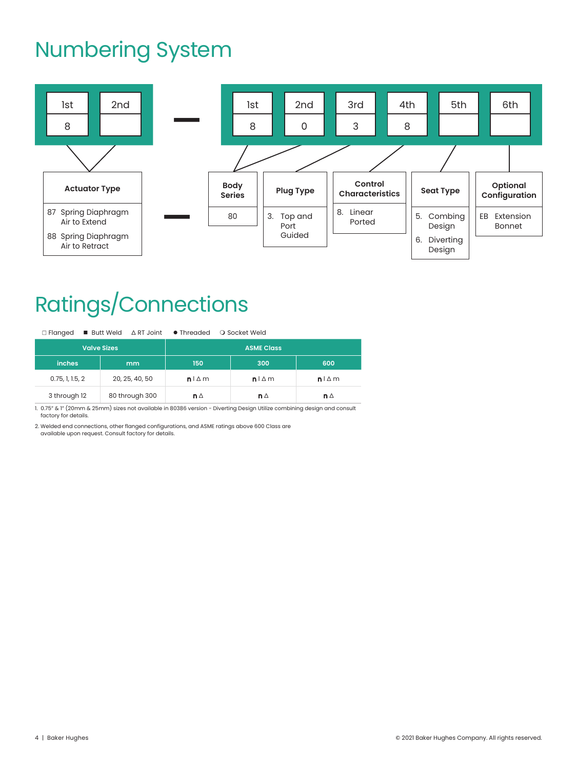# Numbering System

| 1st | 2nd |
|---|---|
| 8 | |

—

| 1st | 2nd | 3rd | 4th | 5th | 6th |
|---|---|---|---|---|---|
| 8 | 0 | 3 | 8 | | |

**Actuator Type**

- 87 Spring Diaphragm Air to Extend
- 88 Spring Diaphragm Air to Retract

—

**Body Series**

- 80

**Plug Type**

- 3. Top and Port Guided

**Control Characteristics**

- 8. Linear Ported

**Seat Type**

- 5. Combing Design
- 6. Diverting Design

**Optional Configuration**

- EB Extension Bonnet

# Ratings/Connections

□ Flanged ■ Butt Weld Δ RT Joint ● Threaded ❍ Socket Weld

| Valve Sizes | | ASME Class | | |
|---|---|---|---|---|
| inches | mm | 150 | 300 | 600 |
| 0.75, 1, 1.5, 2 | 20, 25, 40, 50 | n l Δ m | n l Δ m | n l Δ m |
| 3 through 12 | 80 through 300 | n Δ | n Δ | n Δ |

1. 0.75" & 1" (20mm & 25mm) sizes not available in 80386 version - Diverting Design Utilize combining design and consult factory for details.

2. Welded end connections, other flanged configurations, and ASME ratings above 600 Class are available upon request. Consult factory for details.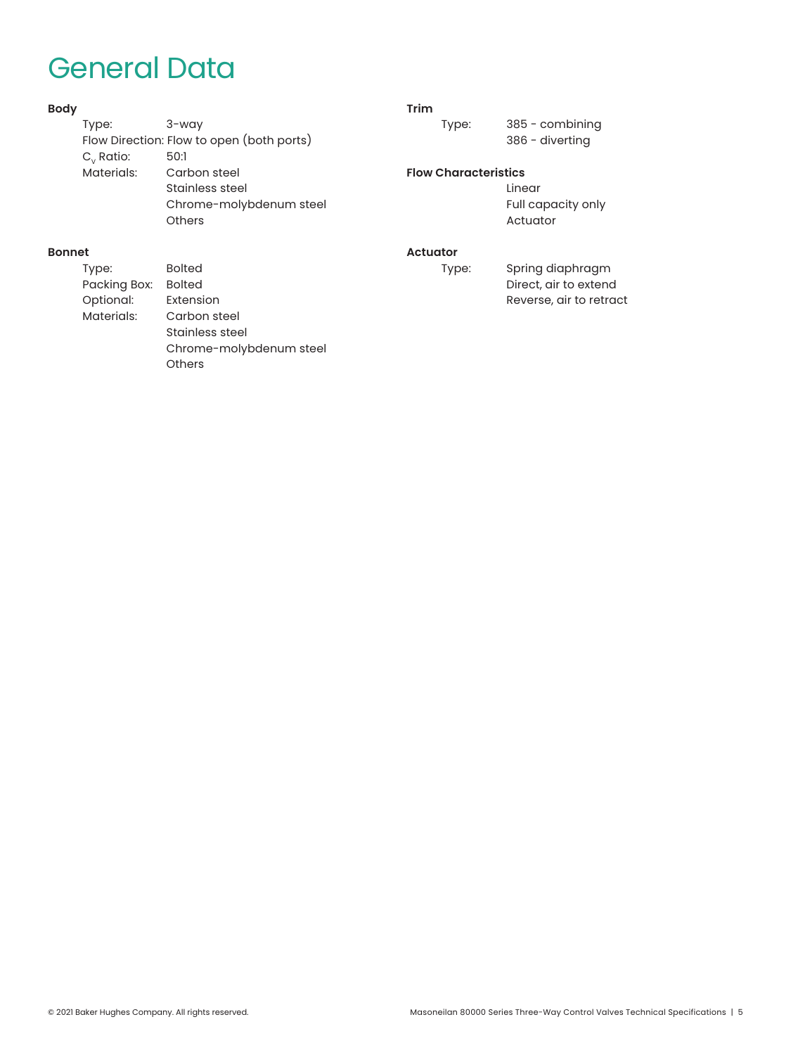# General Data

**Body**

| | |
|---|---|
| Type: | 3-way |
| Flow Direction: | Flow to open (both ports) |
| $C_v$ Ratio: | 50:1 |
| Materials: | Carbon steel<br>Stainless steel<br>Chrome-molybdenum steel<br>Others |

**Bonnet**

| | |
|---|---|
| Type: | Bolted |
| Packing Box: | Bolted |
| Optional: | Extension |
| Materials: | Carbon steel<br>Stainless steel<br>Chrome-molybdenum steel<br>Others |

**Trim**

| | |
|---|---|
| Type: | 385 - combining<br>386 - diverting |

**Flow Characteristics**

Linear
Full capacity only
Actuator

**Actuator**

| | |
|---|---|
| Type: | Spring diaphragm<br>Direct, air to extend<br>Reverse, air to retract |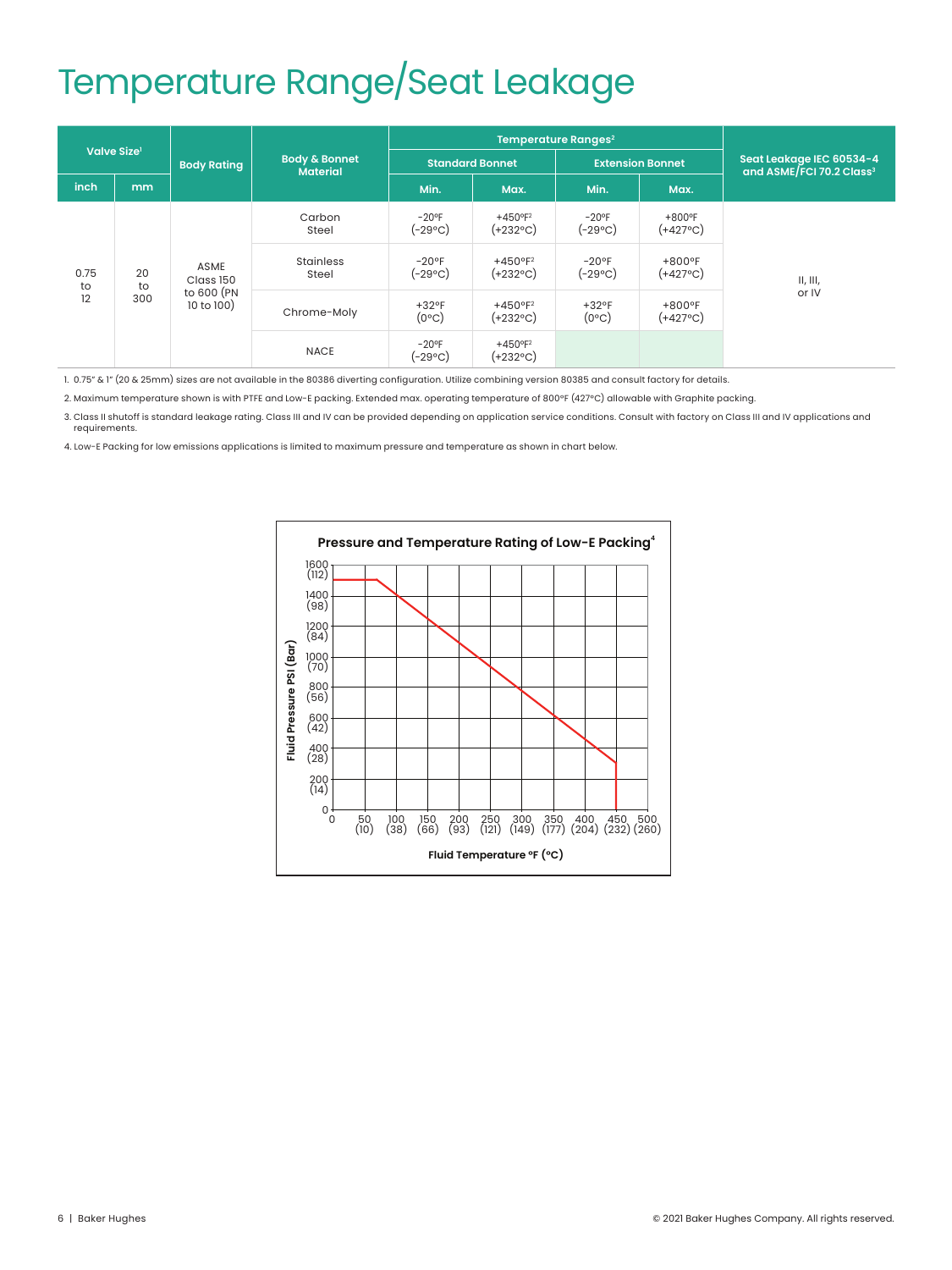# Temperature Range/Seat Leakage

| Valve Size[1] | | Body Rating | Body & Bonnet Material | Temperature Ranges[2] | | | | Seat Leakage IEC 60534-4 and ASME/FCI 70.2 Class[3] |
|---|---|---|---|---|---|---|---|---|
| | | | | Standard Bonnet | | Extension Bonnet | | |
| inch | mm | | | Min. | Max. | Min. | Max. | |
| 0.75 to 12 | 20 to 300 | ASME Class 150 to 600 (PN 10 to 100) | Carbon Steel | -20°F (-29°C) | +450°F[2] (+232°C) | -20°F (-29°C) | +800°F (+427°C) | II, III, or IV |
| | | | Stainless Steel | -20°F (-29°C) | +450°F[2] (+232°C) | -20°F (-29°C) | +800°F (+427°C) | |
| | | | Chrome-Moly | +32°F (0°C) | +450°F[2] (+232°C) | +32°F (0°C) | +800°F (+427°C) | |
| | | | NACE | -20°F (-29°C) | +450°F[2] (+232°C) | | | |

1. 0.75" & 1" (20 & 25mm) sizes are not available in the 80386 diverting configuration. Utilize combining version 80385 and consult factory for details.
2. Maximum temperature shown is with PTFE and Low-E packing. Extended max. operating temperature of 800°F (427°C) allowable with Graphite packing.
3. Class II shutoff is standard leakage rating. Class III and IV can be provided depending on application service conditions. Consult with factory on Class III and IV applications and requirements.
4. Low-E Packing for low emissions applications is limited to maximum pressure and temperature as shown in chart below.

**Pressure and Temperature Rating of Low-E Packing[4]**

Fluid Pressure PSI (Bar): 0, 200 (14), 400 (28), 600 (42), 800 (56), 1000 (70), 1200 (84), 1400 (98), 1600 (112)

Fluid Temperature °F (°C): 0, 50 (10), 100 (38), 150 (66), 200 (93), 250 (121), 300 (149), 350 (177), 400 (204), 450 (232), 500 (260)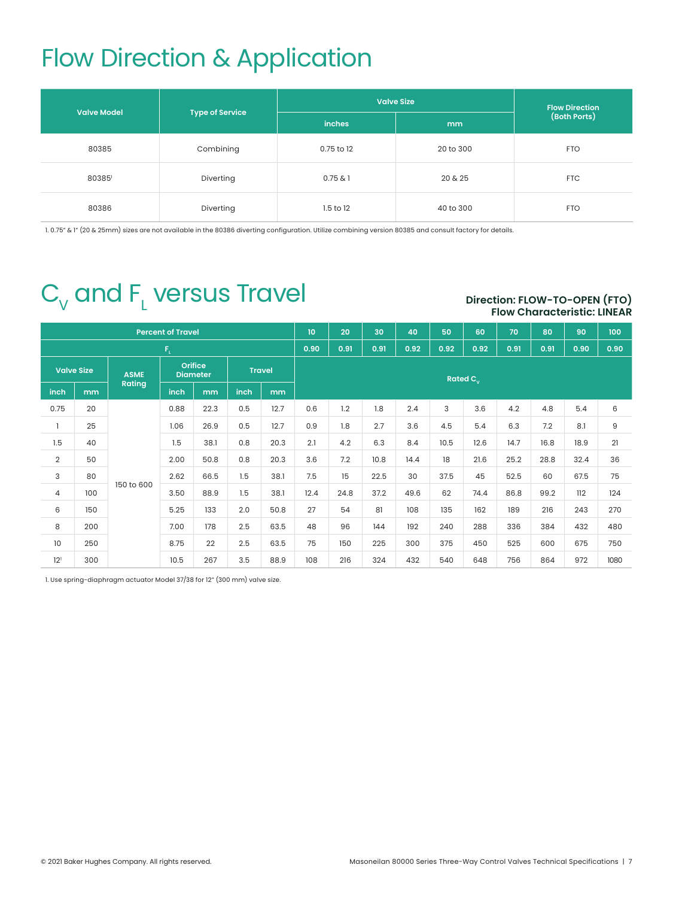# Flow Direction & Application

| Valve Model | Type of Service | Valve Size | | Flow Direction (Both Ports) |
|---|---|---|---|---|
| | | inches | mm | |
| 80385 | Combining | 0.75 to 12 | 20 to 300 | FTO |
| 80385[1] | Diverting | 0.75 & 1 | 20 & 25 | FTC |
| 80386 | Diverting | 1.5 to 12 | 40 to 300 | FTO |

1. 0.75" & 1" (20 & 25mm) sizes are not available in the 80386 diverting configuration. Utilize combining version 80385 and consult factory for details.

# $C_V$ and $F_L$ versus Travel

**Direction: FLOW-TO-OPEN (FTO)**
**Flow Characteristic: LINEAR**

| Percent of Travel | | | | | | | 10 | 20 | 30 | 40 | 50 | 60 | 70 | 80 | 90 | 100 |
|---|---|---|---|---|---|---|---|---|---|---|---|---|---|---|---|---|
| $F_L$ | | | | | | | 0.90 | 0.91 | 0.91 | 0.92 | 0.92 | 0.92 | 0.91 | 0.91 | 0.90 | 0.90 |
| Valve Size | | ASME Rating | Orifice Diameter | | Travel | | Rated $C_v$ | | | | | | | | | |
| inch | mm | | inch | mm | inch | mm | | | | | | | | | | |
| 0.75 | 20 | 150 to 600 | 0.88 | 22.3 | 0.5 | 12.7 | 0.6 | 1.2 | 1.8 | 2.4 | 3 | 3.6 | 4.2 | 4.8 | 5.4 | 6 |
| 1 | 25 | | 1.06 | 26.9 | 0.5 | 12.7 | 0.9 | 1.8 | 2.7 | 3.6 | 4.5 | 5.4 | 6.3 | 7.2 | 8.1 | 9 |
| 1.5 | 40 | | 1.5 | 38.1 | 0.8 | 20.3 | 2.1 | 4.2 | 6.3 | 8.4 | 10.5 | 12.6 | 14.7 | 16.8 | 18.9 | 21 |
| 2 | 50 | | 2.00 | 50.8 | 0.8 | 20.3 | 3.6 | 7.2 | 10.8 | 14.4 | 18 | 21.6 | 25.2 | 28.8 | 32.4 | 36 |
| 3 | 80 | | 2.62 | 66.5 | 1.5 | 38.1 | 7.5 | 15 | 22.5 | 30 | 37.5 | 45 | 52.5 | 60 | 67.5 | 75 |
| 4 | 100 | | 3.50 | 88.9 | 1.5 | 38.1 | 12.4 | 24.8 | 37.2 | 49.6 | 62 | 74.4 | 86.8 | 99.2 | 112 | 124 |
| 6 | 150 | | 5.25 | 133 | 2.0 | 50.8 | 27 | 54 | 81 | 108 | 135 | 162 | 189 | 216 | 243 | 270 |
| 8 | 200 | | 7.00 | 178 | 2.5 | 63.5 | 48 | 96 | 144 | 192 | 240 | 288 | 336 | 384 | 432 | 480 |
| 10 | 250 | | 8.75 | 22 | 2.5 | 63.5 | 75 | 150 | 225 | 300 | 375 | 450 | 525 | 600 | 675 | 750 |
| 12[1] | 300 | | 10.5 | 267 | 3.5 | 88.9 | 108 | 216 | 324 | 432 | 540 | 648 | 756 | 864 | 972 | 1080 |

1. Use spring-diaphragm actuator Model 37/38 for 12" (300 mm) valve size.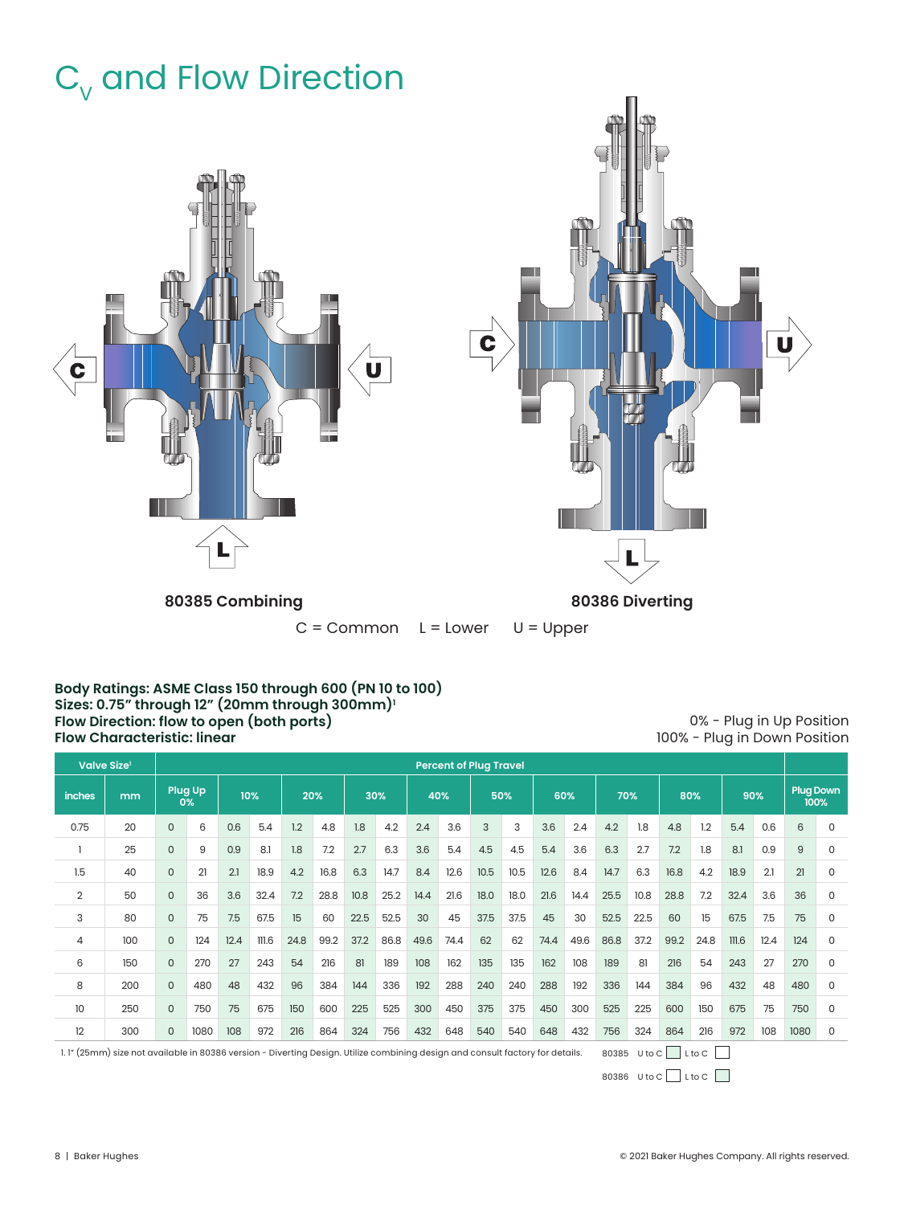# $C_V$ and Flow Direction

**80385 Combining**

**80386 Diverting**

C = Common  L = Lower  U = Upper

**Body Ratings: ASME Class 150 through 600 (PN 10 to 100)**
**Sizes: 0.75" through 12" (20mm through 300mm)[1]**
**Flow Direction: flow to open (both ports)**
**Flow Characteristic: linear**

0% - Plug in Up Position
100% - Plug in Down Position

| Valve Size[1] | | Percent of Plug Travel | | | | | | | | | | | | | | | | | | | | | |
|---|---|---|---|---|---|---|---|---|---|---|---|---|---|---|---|---|---|---|---|---|---|---|---|
| inches | mm | Plug Up 0% | | 10% | | 20% | | 30% | | 40% | | 50% | | 60% | | 70% | | 80% | | 90% | | Plug Down 100% | |
| 0.75 | 20 | 0 | 6 | 0.6 | 5.4 | 1.2 | 4.8 | 1.8 | 4.2 | 2.4 | 3.6 | 3 | 3 | 3.6 | 2.4 | 4.2 | 1.8 | 4.8 | 1.2 | 5.4 | 0.6 | 6 | 0 |
| 1 | 25 | 0 | 9 | 0.9 | 8.1 | 1.8 | 7.2 | 2.7 | 6.3 | 3.6 | 5.4 | 4.5 | 4.5 | 5.4 | 3.6 | 6.3 | 2.7 | 7.2 | 1.8 | 8.1 | 0.9 | 9 | 0 |
| 1.5 | 40 | 0 | 21 | 2.1 | 18.9 | 4.2 | 16.8 | 6.3 | 14.7 | 8.4 | 12.6 | 10.5 | 10.5 | 12.6 | 8.4 | 14.7 | 6.3 | 16.8 | 4.2 | 18.9 | 2.1 | 21 | 0 |
| 2 | 50 | 0 | 36 | 3.6 | 32.4 | 7.2 | 28.8 | 10.8 | 25.2 | 14.4 | 21.6 | 18.0 | 18.0 | 21.6 | 14.4 | 25.5 | 10.8 | 28.8 | 7.2 | 32.4 | 3.6 | 36 | 0 |
| 3 | 80 | 0 | 75 | 7.5 | 67.5 | 15 | 60 | 22.5 | 52.5 | 30 | 45 | 37.5 | 37.5 | 45 | 30 | 52.5 | 22.5 | 60 | 15 | 67.5 | 7.5 | 75 | 0 |
| 4 | 100 | 0 | 124 | 12.4 | 111.6 | 24.8 | 99.2 | 37.2 | 86.8 | 49.6 | 74.4 | 62 | 62 | 74.4 | 49.6 | 86.8 | 37.2 | 99.2 | 24.8 | 111.6 | 12.4 | 124 | 0 |
| 6 | 150 | 0 | 270 | 27 | 243 | 54 | 216 | 81 | 189 | 108 | 162 | 135 | 135 | 162 | 108 | 189 | 81 | 216 | 54 | 243 | 27 | 270 | 0 |
| 8 | 200 | 0 | 480 | 48 | 432 | 96 | 384 | 144 | 336 | 192 | 288 | 240 | 240 | 288 | 192 | 336 | 144 | 384 | 96 | 432 | 48 | 480 | 0 |
| 10 | 250 | 0 | 750 | 75 | 675 | 150 | 600 | 225 | 525 | 300 | 450 | 375 | 375 | 450 | 300 | 525 | 225 | 600 | 150 | 675 | 75 | 750 | 0 |
| 12 | 300 | 0 | 1080 | 108 | 972 | 216 | 864 | 324 | 756 | 432 | 648 | 540 | 540 | 648 | 432 | 756 | 324 | 864 | 216 | 972 | 108 | 1080 | 0 |

1. 1" (25mm) size not available in 80386 version - Diverting Design. Utilize combining design and consult factory for details.

80385 U to C ☐ L to C ☐

80386 U to C ☐ L to C ☐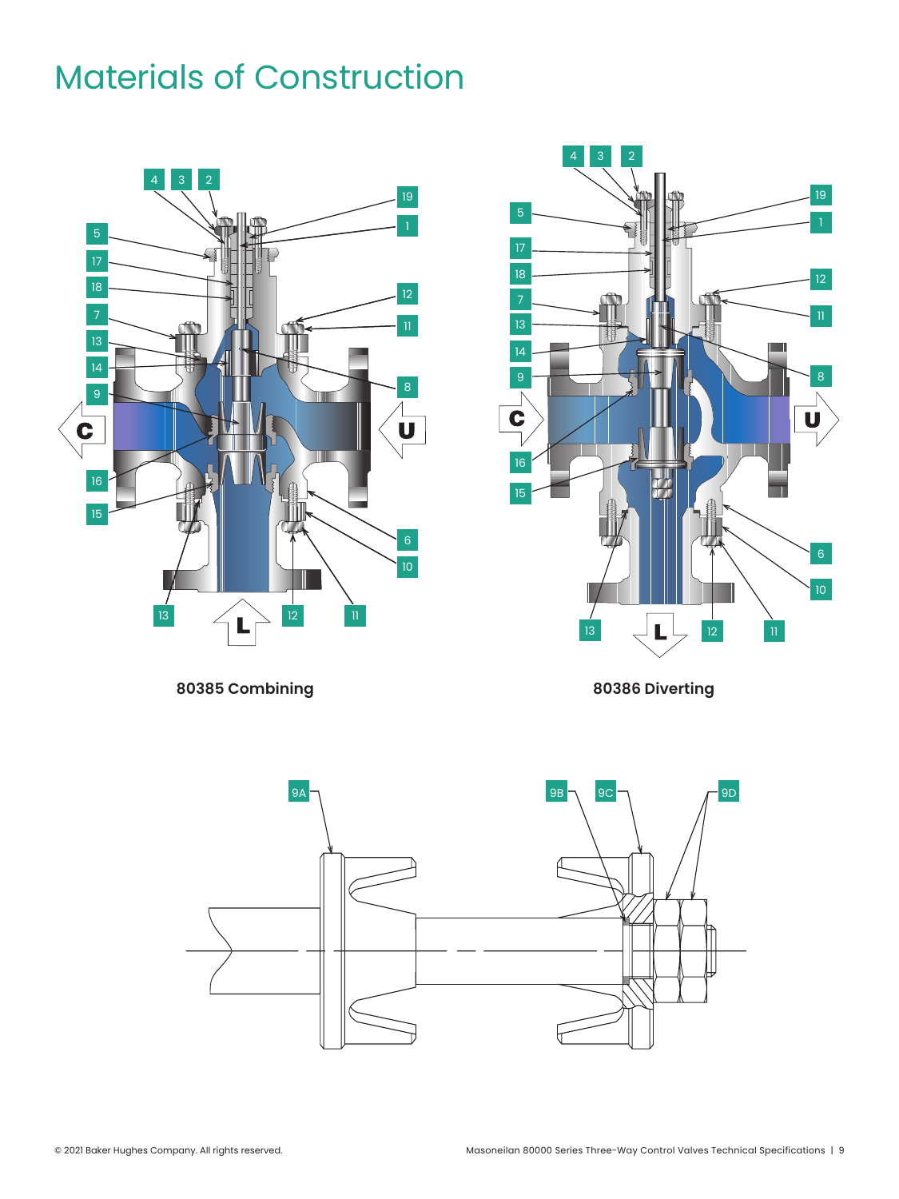# Materials of Construction

**80385 Combining**

**80386 Diverting**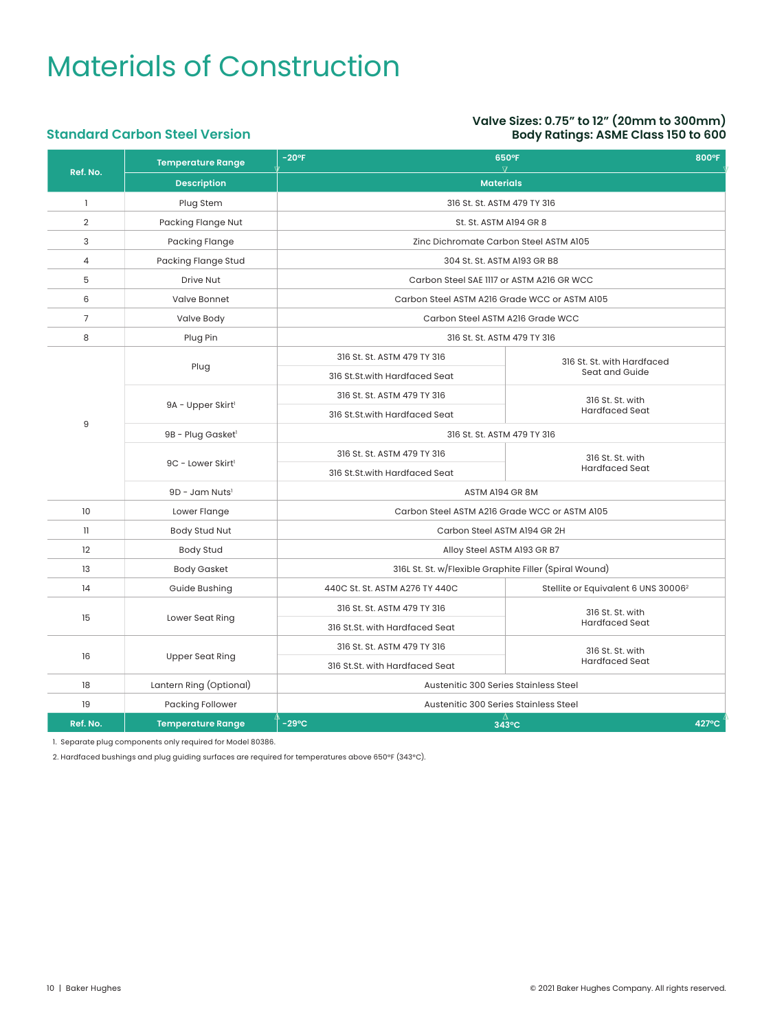# Materials of Construction

## Standard Carbon Steel Version

**Valve Sizes: 0.75" to 12" (20mm to 300mm)**
**Body Ratings: ASME Class 150 to 600**

| Ref. No. | Temperature Range | -20°F to 650°F | 650°F to 800°F |
|---|---|---|---|
| | **Description** | **Materials** | |
| 1 | Plug Stem | 316 St. St. ASTM 479 TY 316 | |
| 2 | Packing Flange Nut | St. St. ASTM A194 GR 8 | |
| 3 | Packing Flange | Zinc Dichromate Carbon Steel ASTM A105 | |
| 4 | Packing Flange Stud | 304 St. St. ASTM A193 GR B8 | |
| 5 | Drive Nut | Carbon Steel SAE 1117 or ASTM A216 GR WCC | |
| 6 | Valve Bonnet | Carbon Steel ASTM A216 Grade WCC or ASTM A105 | |
| 7 | Valve Body | Carbon Steel ASTM A216 Grade WCC | |
| 8 | Plug Pin | 316 St. St. ASTM 479 TY 316 | |
| 9 | Plug | 316 St. St. ASTM 479 TY 316<br>316 St.St.with Hardfaced Seat | 316 St. St. with Hardfaced Seat and Guide |
| | 9A - Upper Skirt[1] | 316 St. St. ASTM 479 TY 316<br>316 St.St.with Hardfaced Seat | 316 St. St. with Hardfaced Seat |
| | 9B - Plug Gasket[1] | 316 St. St. ASTM 479 TY 316 | |
| | 9C - Lower Skirt[1] | 316 St. St. ASTM 479 TY 316<br>316 St.St.with Hardfaced Seat | 316 St. St. with Hardfaced Seat |
| | 9D - Jam Nuts[1] | ASTM A194 GR 8M | |
| 10 | Lower Flange | Carbon Steel ASTM A216 Grade WCC or ASTM A105 | |
| 11 | Body Stud Nut | Carbon Steel ASTM A194 GR 2H | |
| 12 | Body Stud | Alloy Steel ASTM A193 GR B7 | |
| 13 | Body Gasket | 316L St. St. w/Flexible Graphite Filler (Spiral Wound) | |
| 14 | Guide Bushing | 440C St. St. ASTM A276 TY 440C | Stellite or Equivalent 6 UNS 30006[2] |
| 15 | Lower Seat Ring | 316 St. St. ASTM 479 TY 316<br>316 St.St. with Hardfaced Seat | 316 St. St. with Hardfaced Seat |
| 16 | Upper Seat Ring | 316 St. St. ASTM 479 TY 316<br>316 St.St. with Hardfaced Seat | 316 St. St. with Hardfaced Seat |
| 18 | Lantern Ring (Optional) | Austenitic 300 Series Stainless Steel | |
| 19 | Packing Follower | Austenitic 300 Series Stainless Steel | |
| **Ref. No.** | **Temperature Range** | **-29°C to 343°C** | **343°C to 427°C** |

1. Separate plug components only required for Model 80386.
2. Hardfaced bushings and plug guiding surfaces are required for temperatures above 650°F (343°C).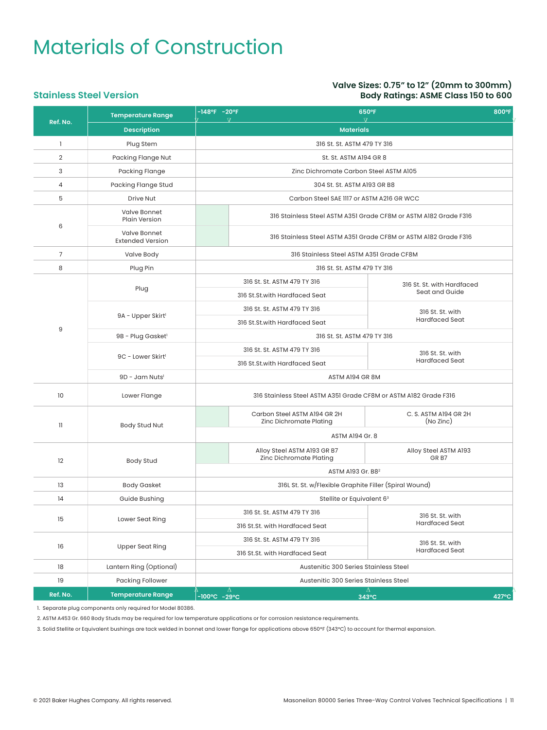# Materials of Construction

**Valve Sizes: 0.75" to 12" (20mm to 300mm)**
**Body Ratings: ASME Class 150 to 600**

## Stainless Steel Version

| Ref. No. | Temperature Range | -148°F | -20°F | 650°F | 800°F |
|---|---|---|---|---|---|
| | **Description** | **Materials** | | | |
| 1 | Plug Stem | 316 St. St. ASTM 479 TY 316 | | | |
| 2 | Packing Flange Nut | St. St. ASTM A194 GR 8 | | | |
| 3 | Packing Flange | Zinc Dichromate Carbon Steel ASTM A105 | | | |
| 4 | Packing Flange Stud | 304 St. St. ASTM A193 GR B8 | | | |
| 5 | Drive Nut | Carbon Steel SAE 1117 or ASTM A216 GR WCC | | | |
| 6 | Valve Bonnet Plain Version | | 316 Stainless Steel ASTM A351 Grade CF8M or ASTM A182 Grade F316 | | |
| 6 | Valve Bonnet Extended Version | | 316 Stainless Steel ASTM A351 Grade CF8M or ASTM A182 Grade F316 | | |
| 7 | Valve Body | 316 Stainless Steel ASTM A351 Grade CF8M | | | |
| 8 | Plug Pin | 316 St. St. ASTM 479 TY 316 | | | |
| 9 | Plug | 316 St. St. ASTM 479 TY 316 / 316 St.St.with Hardfaced Seat | | 316 St. St. with Hardfaced Seat and Guide | |
| 9 | 9A - Upper Skirt[1] | 316 St. St. ASTM 479 TY 316 / 316 St.St.with Hardfaced Seat | | 316 St. St. with Hardfaced Seat | |
| 9 | 9B - Plug Gasket[1] | 316 St. St. ASTM 479 TY 316 | | | |
| 9 | 9C - Lower Skirt[1] | 316 St. St. ASTM 479 TY 316 / 316 St.St.with Hardfaced Seat | | 316 St. St. with Hardfaced Seat | |
| 9 | 9D - Jam Nuts[1] | ASTM A194 GR 8M | | | |
| 10 | Lower Flange | 316 Stainless Steel ASTM A351 Grade CF8M or ASTM A182 Grade F316 | | | |
| 11 | Body Stud Nut | | Carbon Steel ASTM A194 GR 2H Zinc Dichromate Plating | C. S. ASTM A194 GR 2H (No Zinc) | |
| 11 | Body Stud Nut | ASTM A194 Gr. 8 | | | |
| 12 | Body Stud | | Alloy Steel ASTM A193 GR B7 Zinc Dichromate Plating | Alloy Steel ASTM A193 GR B7 | |
| 12 | Body Stud | ASTM A193 Gr. B8[2] | | | |
| 13 | Body Gasket | 316L St. St. w/Flexible Graphite Filler (Spiral Wound) | | | |
| 14 | Guide Bushing | Stellite or Equivalent 6[3] | | | |
| 15 | Lower Seat Ring | 316 St. St. ASTM 479 TY 316 / 316 St.St. with Hardfaced Seat | | 316 St. St. with Hardfaced Seat | |
| 16 | Upper Seat Ring | 316 St. St. ASTM 479 TY 316 / 316 St.St. with Hardfaced Seat | | 316 St. St. with Hardfaced Seat | |
| 18 | Lantern Ring (Optional) | Austenitic 300 Series Stainless Steel | | | |
| 19 | Packing Follower | Austenitic 300 Series Stainless Steel | | | |
| **Ref. No.** | **Temperature Range** | -100°C | -29°C | 343°C | 427°C |

1. Separate plug components only required for Model 80386.
2. ASTM A453 Gr. 660 Body Studs may be required for low temperature applications or for corrosion resistance requirements.
3. Solid Stellite or Equivalent bushings are tack welded in bonnet and lower flange for applications above 650°F (343°C) to account for thermal expansion.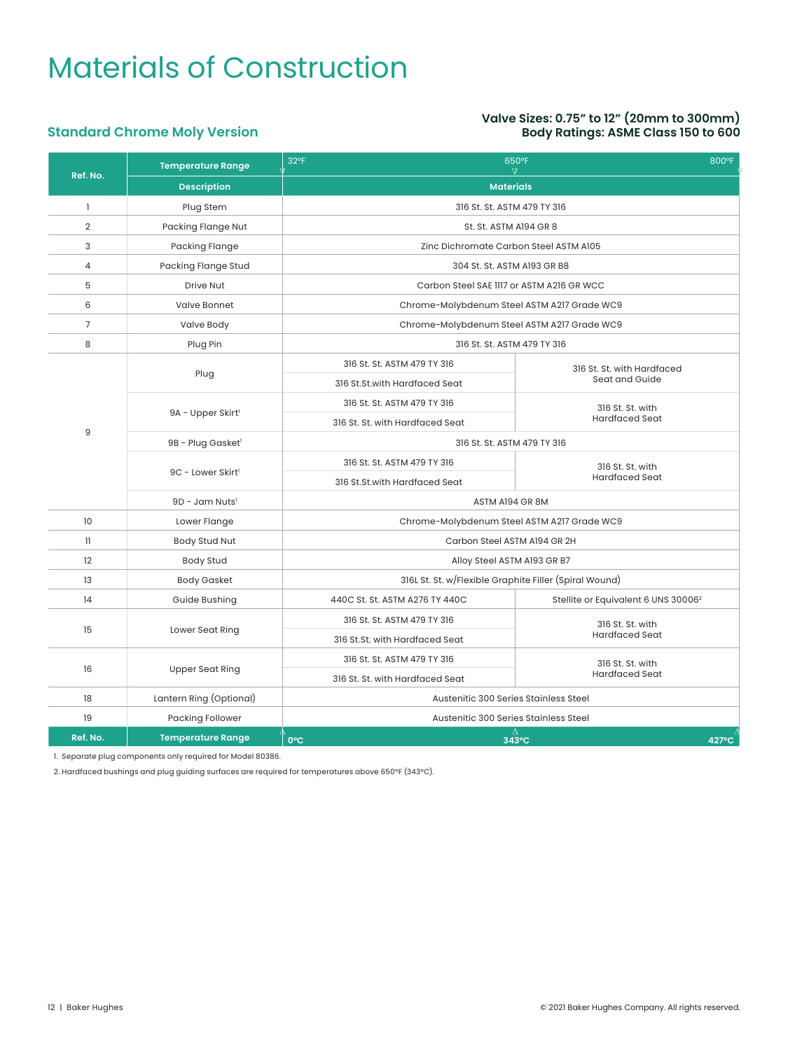# Materials of Construction

## Standard Chrome Moly Version

**Valve Sizes: 0.75" to 12" (20mm to 300mm)**
**Body Ratings: ASME Class 150 to 600**

| Ref. No. | Temperature Range | 32ºF to 650ºF | 650ºF to 800ºF |
|---|---|---|---|
| | **Description** | **Materials** | |
| 1 | Plug Stem | 316 St. St. ASTM 479 TY 316 | |
| 2 | Packing Flange Nut | St. St. ASTM A194 GR 8 | |
| 3 | Packing Flange | Zinc Dichromate Carbon Steel ASTM A105 | |
| 4 | Packing Flange Stud | 304 St. St. ASTM A193 GR B8 | |
| 5 | Drive Nut | Carbon Steel SAE 1117 or ASTM A216 GR WCC | |
| 6 | Valve Bonnet | Chrome-Molybdenum Steel ASTM A217 Grade WC9 | |
| 7 | Valve Body | Chrome-Molybdenum Steel ASTM A217 Grade WC9 | |
| 8 | Plug Pin | 316 St. St. ASTM 479 TY 316 | |
| 9 | Plug | 316 St. St. ASTM 479 TY 316 / 316 St.St.with Hardfaced Seat | 316 St. St. with Hardfaced Seat and Guide |
| | 9A - Upper Skirt[1] | 316 St. St. ASTM 479 TY 316 / 316 St. St. with Hardfaced Seat | 316 St. St. with Hardfaced Seat |
| | 9B - Plug Gasket[1] | 316 St. St. ASTM 479 TY 316 | |
| | 9C - Lower Skirt[1] | 316 St. St. ASTM 479 TY 316 / 316 St.St.with Hardfaced Seat | 316 St. St. with Hardfaced Seat |
| | 9D - Jam Nuts[1] | ASTM A194 GR 8M | |
| 10 | Lower Flange | Chrome-Molybdenum Steel ASTM A217 Grade WC9 | |
| 11 | Body Stud Nut | Carbon Steel ASTM A194 GR 2H | |
| 12 | Body Stud | Alloy Steel ASTM A193 GR B7 | |
| 13 | Body Gasket | 316L St. St. w/Flexible Graphite Filler (Spiral Wound) | |
| 14 | Guide Bushing | 440C St. St. ASTM A276 TY 440C | Stellite or Equivalent 6 UNS 30006[2] |
| 15 | Lower Seat Ring | 316 St. St. ASTM 479 TY 316 / 316 St.St. with Hardfaced Seat | 316 St. St. with Hardfaced Seat |
| 16 | Upper Seat Ring | 316 St. St. ASTM 479 TY 316 / 316 St. St. with Hardfaced Seat | 316 St. St. with Hardfaced Seat |
| 18 | Lantern Ring (Optional) | Austenitic 300 Series Stainless Steel | |
| 19 | Packing Follower | Austenitic 300 Series Stainless Steel | |
| **Ref. No.** | **Temperature Range** | **0ºC to 343ºC** | **343ºC to 427ºC** |

1. Separate plug components only required for Model 80386.
2. Hardfaced bushings and plug guiding surfaces are required for temperatures above 650ºF (343ºC).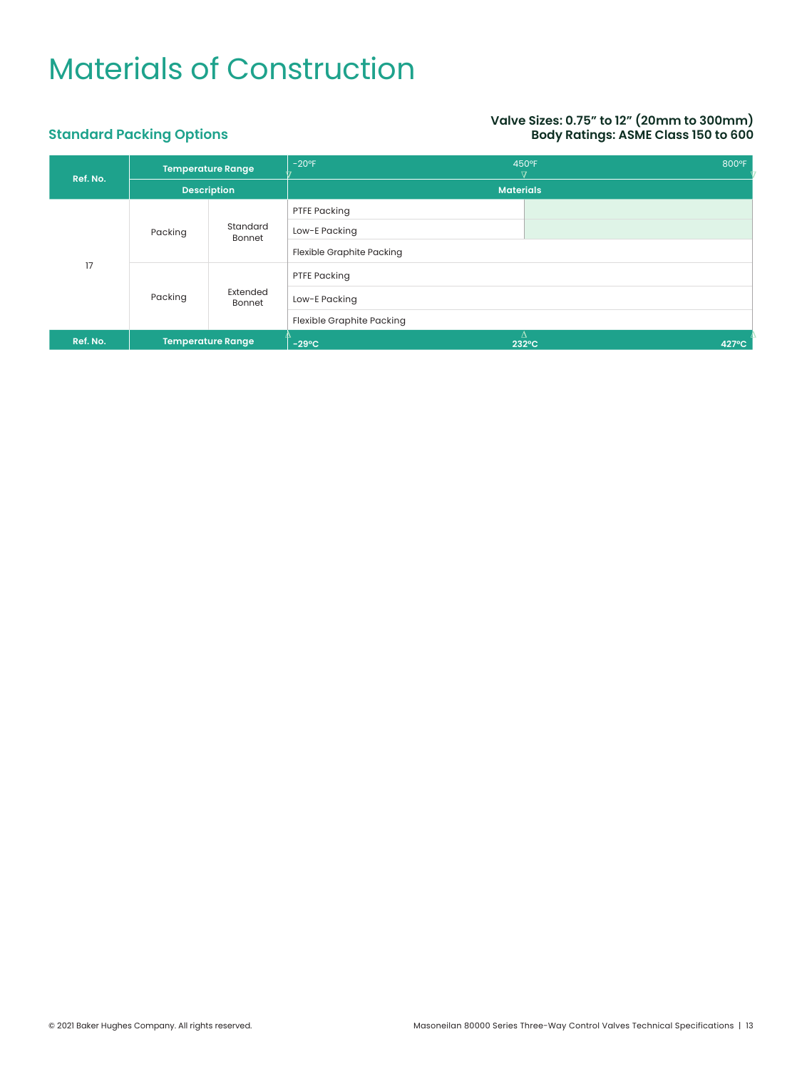# Materials of Construction

## Standard Packing Options

**Valve Sizes: 0.75" to 12" (20mm to 300mm)**
**Body Ratings: ASME Class 150 to 600**

| Ref. No. | Temperature Range | | -20ºF / 450ºF / 800ºF |
|---|---|---|---|
| | Description | | Materials |
| 17 | Packing | Standard Bonnet | PTFE Packing |
| | | | Low-E Packing |
| | | | Flexible Graphite Packing |
| | Packing | Extended Bonnet | PTFE Packing |
| | | | Low-E Packing |
| | | | Flexible Graphite Packing |
| Ref. No. | Temperature Range | | -29ºC / 232ºC / 427ºC |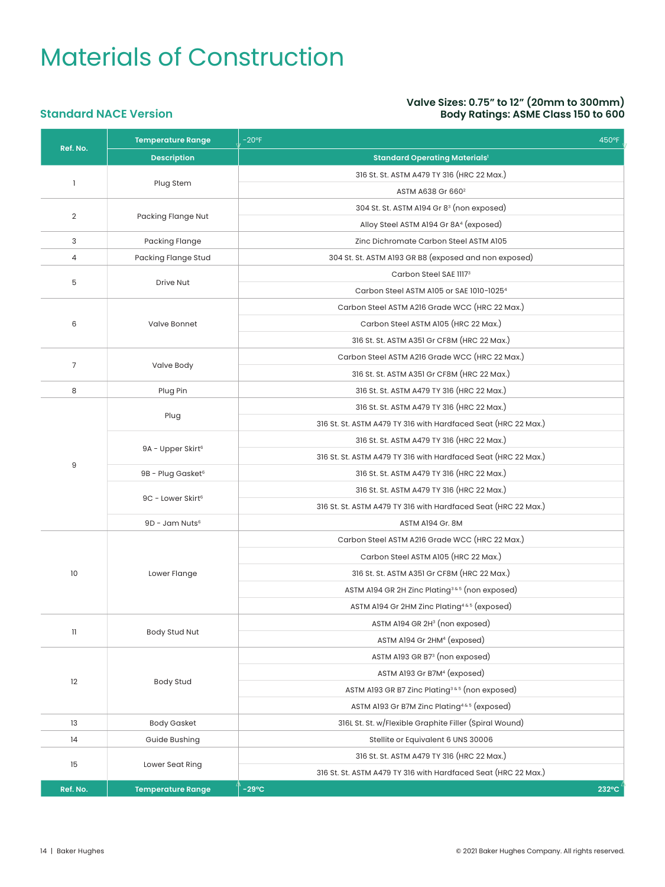# Materials of Construction

## Standard NACE Version

**Valve Sizes: 0.75" to 12" (20mm to 300mm)**
**Body Ratings: ASME Class 150 to 600**

| Ref. No. | Temperature Range | -20ºF — 450ºF |
|---|---|---|
| | **Description** | **Standard Operating Materials[1]** |
| 1 | Plug Stem | 316 St. St. ASTM A479 TY 316 (HRC 22 Max.) |
| | | ASTM A638 Gr 660[2] |
| 2 | Packing Flange Nut | 304 St. St. ASTM A194 Gr 8[3] (non exposed) |
| | | Alloy Steel ASTM A194 Gr 8A[4] (exposed) |
| 3 | Packing Flange | Zinc Dichromate Carbon Steel ASTM A105 |
| 4 | Packing Flange Stud | 304 St. St. ASTM A193 GR B8 (exposed and non exposed) |
| 5 | Drive Nut | Carbon Steel SAE 1117[3] |
| | | Carbon Steel ASTM A105 or SAE 1010-1025[4] |
| 6 | Valve Bonnet | Carbon Steel ASTM A216 Grade WCC (HRC 22 Max.) |
| | | Carbon Steel ASTM A105 (HRC 22 Max.) |
| | | 316 St. St. ASTM A351 Gr CF8M (HRC 22 Max.) |
| 7 | Valve Body | Carbon Steel ASTM A216 Grade WCC (HRC 22 Max.) |
| | | 316 St. St. ASTM A351 Gr CF8M (HRC 22 Max.) |
| 8 | Plug Pin | 316 St. St. ASTM A479 TY 316 (HRC 22 Max.) |
| 9 | Plug | 316 St. St. ASTM A479 TY 316 (HRC 22 Max.) |
| | | 316 St. St. ASTM A479 TY 316 with Hardfaced Seat (HRC 22 Max.) |
| | 9A - Upper Skirt[6] | 316 St. St. ASTM A479 TY 316 (HRC 22 Max.) |
| | | 316 St. St. ASTM A479 TY 316 with Hardfaced Seat (HRC 22 Max.) |
| | 9B - Plug Gasket[6] | 316 St. St. ASTM A479 TY 316 (HRC 22 Max.) |
| | 9C - Lower Skirt[6] | 316 St. St. ASTM A479 TY 316 (HRC 22 Max.) |
| | | 316 St. St. ASTM A479 TY 316 with Hardfaced Seat (HRC 22 Max.) |
| | 9D - Jam Nuts[6] | ASTM A194 Gr. 8M |
| 10 | Lower Flange | Carbon Steel ASTM A216 Grade WCC (HRC 22 Max.) |
| | | Carbon Steel ASTM A105 (HRC 22 Max.) |
| | | 316 St. St. ASTM A351 Gr CF8M (HRC 22 Max.) |
| | | ASTM A194 GR 2H Zinc Plating[3 & 5] (non exposed) |
| | | ASTM A194 Gr 2HM Zinc Plating[4 & 5] (exposed) |
| 11 | Body Stud Nut | ASTM A194 GR 2H[3] (non exposed) |
| | | ASTM A194 Gr 2HM[4] (exposed) |
| 12 | Body Stud | ASTM A193 GR B7[3] (non exposed) |
| | | ASTM A193 Gr B7M[4] (exposed) |
| | | ASTM A193 GR B7 Zinc Plating[3 & 5] (non exposed) |
| | | ASTM A193 Gr B7M Zinc Plating[4 & 5] (exposed) |
| 13 | Body Gasket | 316L St. St. w/Flexible Graphite Filler (Spiral Wound) |
| 14 | Guide Bushing | Stellite or Equivalent 6 UNS 30006 |
| 15 | Lower Seat Ring | 316 St. St. ASTM A479 TY 316 (HRC 22 Max.) |
| | | 316 St. St. ASTM A479 TY 316 with Hardfaced Seat (HRC 22 Max.) |
| **Ref. No.** | **Temperature Range** | **-29ºC — 232ºC** |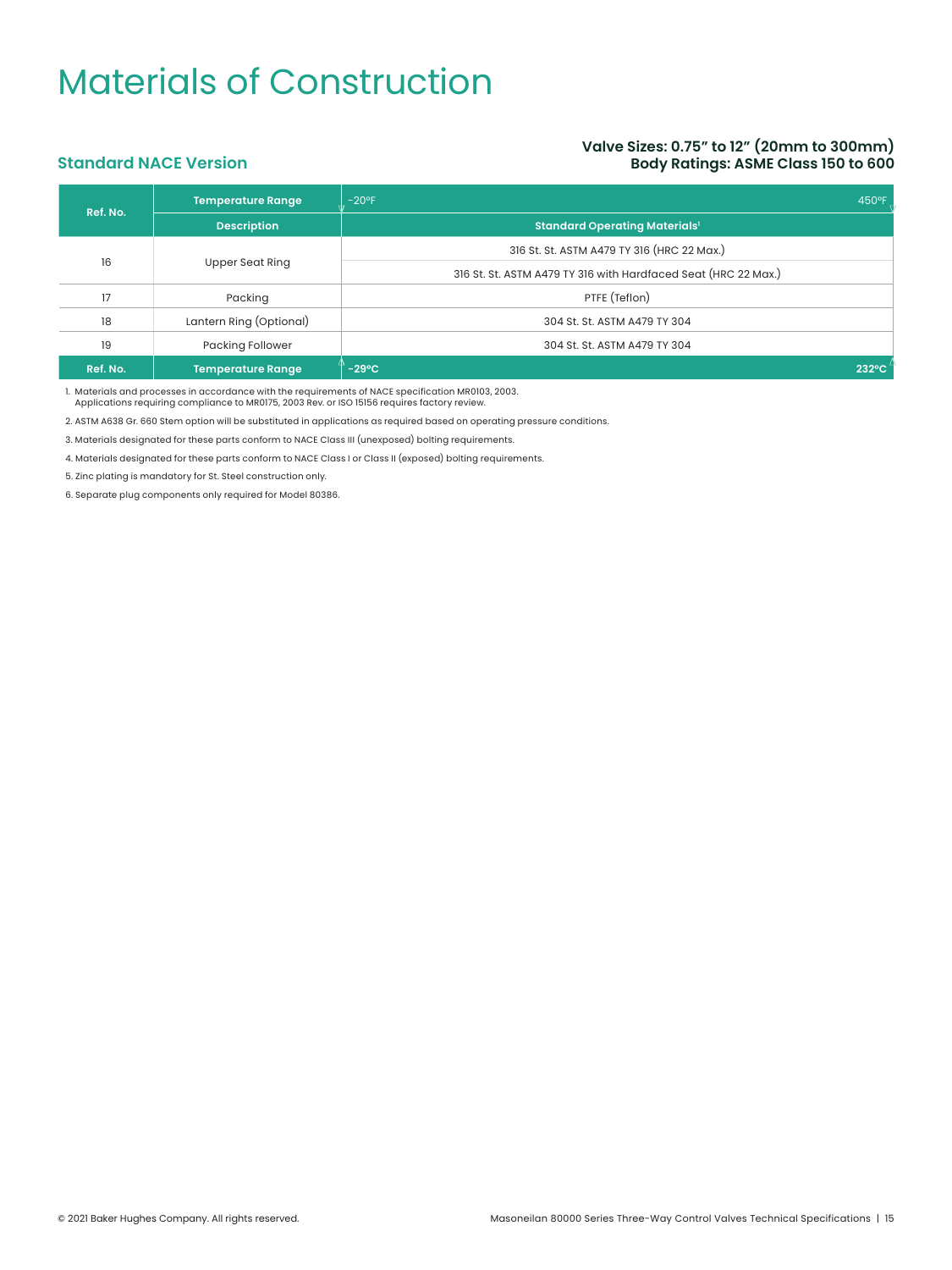# Materials of Construction

## Standard NACE Version

**Valve Sizes: 0.75" to 12" (20mm to 300mm)**
**Body Ratings: ASME Class 150 to 600**

| Ref. No. | Temperature Range | -20°F — 450°F |
|---|---|---|
| | **Description** | **Standard Operating Materials[1]** |
| 16 | Upper Seat Ring | 316 St. St. ASTM A479 TY 316 (HRC 22 Max.) |
| | | 316 St. St. ASTM A479 TY 316 with Hardfaced Seat (HRC 22 Max.) |
| 17 | Packing | PTFE (Teflon) |
| 18 | Lantern Ring (Optional) | 304 St. St. ASTM A479 TY 304 |
| 19 | Packing Follower | 304 St. St. ASTM A479 TY 304 |
| **Ref. No.** | **Temperature Range** | **-29°C — 232°C** |

1. Materials and processes in accordance with the requirements of NACE specification MR0103, 2003. Applications requiring compliance to MR0175, 2003 Rev. or ISO 15156 requires factory review.
2. ASTM A638 Gr. 660 Stem option will be substituted in applications as required based on operating pressure conditions.
3. Materials designated for these parts conform to NACE Class III (unexposed) bolting requirements.
4. Materials designated for these parts conform to NACE Class I or Class II (exposed) bolting requirements.
5. Zinc plating is mandatory for St. Steel construction only.
6. Separate plug components only required for Model 80386.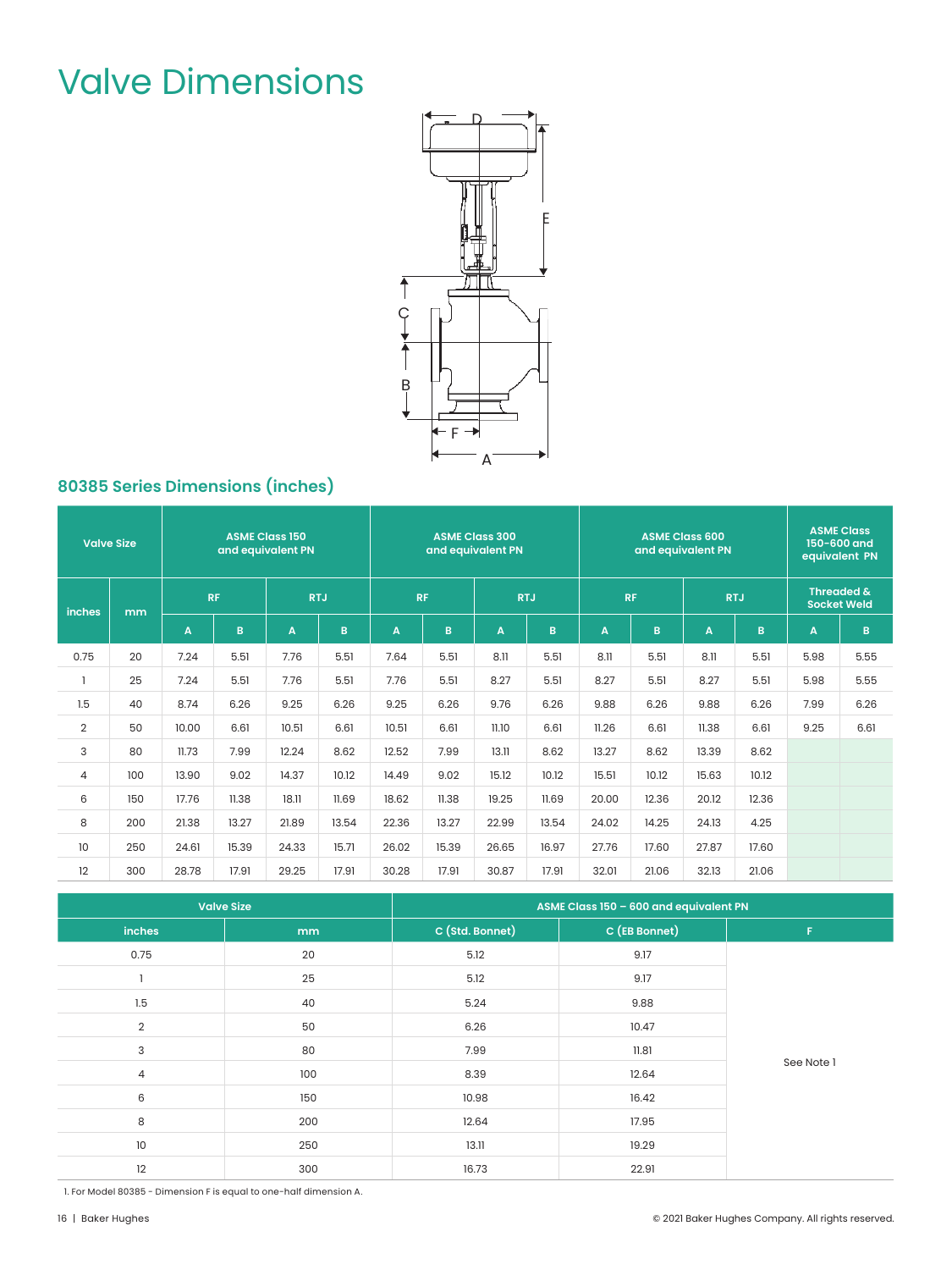# Valve Dimensions

## 80385 Series Dimensions (inches)

| Valve Size | | ASME Class 150 and equivalent PN | | | | ASME Class 300 and equivalent PN | | | | ASME Class 600 and equivalent PN | | | | ASME Class 150-600 and equivalent PN | |
|---|---|---|---|---|---|---|---|---|---|---|---|---|---|---|---|
| inches | mm | RF | | RTJ | | RF | | RTJ | | RF | | RTJ | | Threaded & Socket Weld | |
| | | A | B | A | B | A | B | A | B | A | B | A | B | A | B |
| 0.75 | 20 | 7.24 | 5.51 | 7.76 | 5.51 | 7.64 | 5.51 | 8.11 | 5.51 | 8.11 | 5.51 | 8.11 | 5.51 | 5.98 | 5.55 |
| 1 | 25 | 7.24 | 5.51 | 7.76 | 5.51 | 7.76 | 5.51 | 8.27 | 5.51 | 8.27 | 5.51 | 8.27 | 5.51 | 5.98 | 5.55 |
| 1.5 | 40 | 8.74 | 6.26 | 9.25 | 6.26 | 9.25 | 6.26 | 9.76 | 6.26 | 9.88 | 6.26 | 9.88 | 6.26 | 7.99 | 6.26 |
| 2 | 50 | 10.00 | 6.61 | 10.51 | 6.61 | 10.51 | 6.61 | 11.10 | 6.61 | 11.26 | 6.61 | 11.38 | 6.61 | 9.25 | 6.61 |
| 3 | 80 | 11.73 | 7.99 | 12.24 | 8.62 | 12.52 | 7.99 | 13.11 | 8.62 | 13.27 | 8.62 | 13.39 | 8.62 | | |
| 4 | 100 | 13.90 | 9.02 | 14.37 | 10.12 | 14.49 | 9.02 | 15.12 | 10.12 | 15.51 | 10.12 | 15.63 | 10.12 | | |
| 6 | 150 | 17.76 | 11.38 | 18.11 | 11.69 | 18.62 | 11.38 | 19.25 | 11.69 | 20.00 | 12.36 | 20.12 | 12.36 | | |
| 8 | 200 | 21.38 | 13.27 | 21.89 | 13.54 | 22.36 | 13.27 | 22.99 | 13.54 | 24.02 | 14.25 | 24.13 | 4.25 | | |
| 10 | 250 | 24.61 | 15.39 | 24.33 | 15.71 | 26.02 | 15.39 | 26.65 | 16.97 | 27.76 | 17.60 | 27.87 | 17.60 | | |
| 12 | 300 | 28.78 | 17.91 | 29.25 | 17.91 | 30.28 | 17.91 | 30.87 | 17.91 | 32.01 | 21.06 | 32.13 | 21.06 | | |

| Valve Size | | ASME Class 150 – 600 and equivalent PN | | |
|---|---|---|---|---|
| inches | mm | C (Std. Bonnet) | C (EB Bonnet) | F |
| 0.75 | 20 | 5.12 | 9.17 | See Note 1 |
| 1 | 25 | 5.12 | 9.17 | |
| 1.5 | 40 | 5.24 | 9.88 | |
| 2 | 50 | 6.26 | 10.47 | |
| 3 | 80 | 7.99 | 11.81 | |
| 4 | 100 | 8.39 | 12.64 | |
| 6 | 150 | 10.98 | 16.42 | |
| 8 | 200 | 12.64 | 17.95 | |
| 10 | 250 | 13.11 | 19.29 | |
| 12 | 300 | 16.73 | 22.91 | |

1. For Model 80385 - Dimension F is equal to one-half dimension A.

© 2021 Baker Hughes Company. All rights reserved.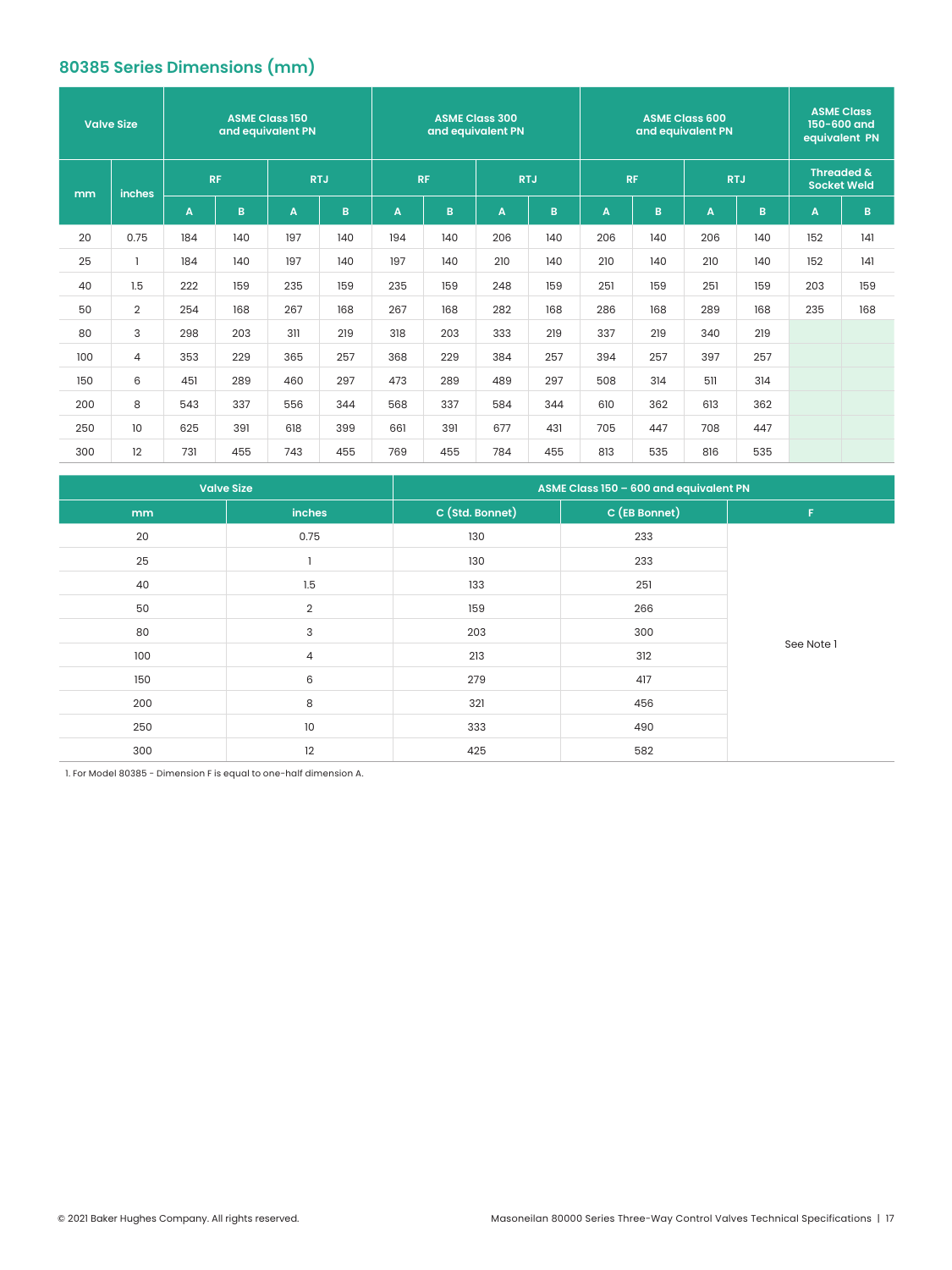## 80385 Series Dimensions (mm)

| Valve Size | | ASME Class 150 and equivalent PN | | | | ASME Class 300 and equivalent PN | | | | ASME Class 600 and equivalent PN | | | | ASME Class 150-600 and equivalent PN | |
|---|---|---|---|---|---|---|---|---|---|---|---|---|---|---|---|
| mm | inches | RF | | RTJ | | RF | | RTJ | | RF | | RTJ | | Threaded & Socket Weld | |
| | | A | B | A | B | A | B | A | B | A | B | A | B | A | B |
| 20 | 0.75 | 184 | 140 | 197 | 140 | 194 | 140 | 206 | 140 | 206 | 140 | 206 | 140 | 152 | 141 |
| 25 | 1 | 184 | 140 | 197 | 140 | 197 | 140 | 210 | 140 | 210 | 140 | 210 | 140 | 152 | 141 |
| 40 | 1.5 | 222 | 159 | 235 | 159 | 235 | 159 | 248 | 159 | 251 | 159 | 251 | 159 | 203 | 159 |
| 50 | 2 | 254 | 168 | 267 | 168 | 267 | 168 | 282 | 168 | 286 | 168 | 289 | 168 | 235 | 168 |
| 80 | 3 | 298 | 203 | 311 | 219 | 318 | 203 | 333 | 219 | 337 | 219 | 340 | 219 | | |
| 100 | 4 | 353 | 229 | 365 | 257 | 368 | 229 | 384 | 257 | 394 | 257 | 397 | 257 | | |
| 150 | 6 | 451 | 289 | 460 | 297 | 473 | 289 | 489 | 297 | 508 | 314 | 511 | 314 | | |
| 200 | 8 | 543 | 337 | 556 | 344 | 568 | 337 | 584 | 344 | 610 | 362 | 613 | 362 | | |
| 250 | 10 | 625 | 391 | 618 | 399 | 661 | 391 | 677 | 431 | 705 | 447 | 708 | 447 | | |
| 300 | 12 | 731 | 455 | 743 | 455 | 769 | 455 | 784 | 455 | 813 | 535 | 816 | 535 | | |

| Valve Size | | ASME Class 150 – 600 and equivalent PN | | |
|---|---|---|---|---|
| mm | inches | C (Std. Bonnet) | C (EB Bonnet) | F |
| 20 | 0.75 | 130 | 233 | See Note 1 |
| 25 | 1 | 130 | 233 | |
| 40 | 1.5 | 133 | 251 | |
| 50 | 2 | 159 | 266 | |
| 80 | 3 | 203 | 300 | |
| 100 | 4 | 213 | 312 | |
| 150 | 6 | 279 | 417 | |
| 200 | 8 | 321 | 456 | |
| 250 | 10 | 333 | 490 | |
| 300 | 12 | 425 | 582 | |

1. For Model 80385 - Dimension F is equal to one-half dimension A.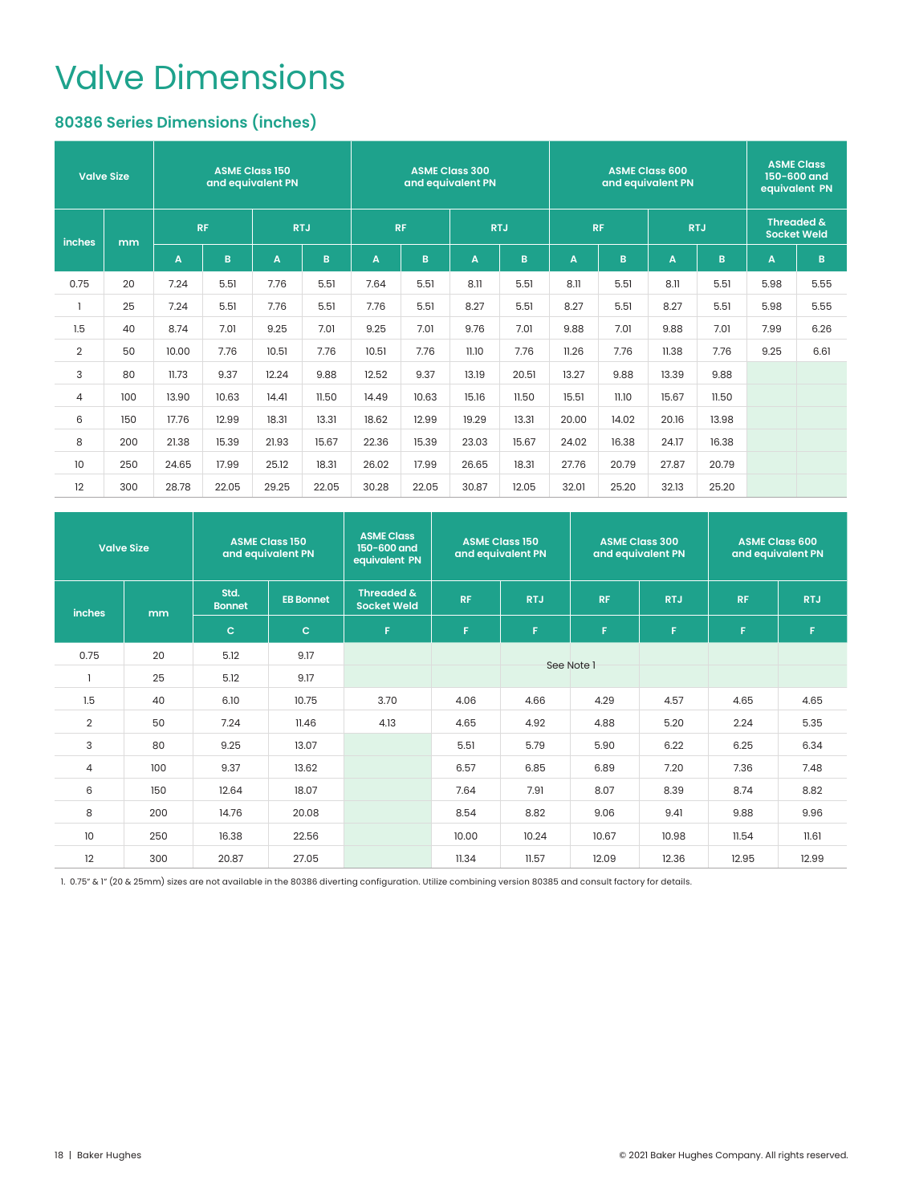# Valve Dimensions

## 80386 Series Dimensions (inches)

| Valve Size | | ASME Class 150 and equivalent PN | | | | ASME Class 300 and equivalent PN | | | | ASME Class 600 and equivalent PN | | | | ASME Class 150-600 and equivalent PN | |
|---|---|---|---|---|---|---|---|---|---|---|---|---|---|---|---|
| inches | mm | RF | | RTJ | | RF | | RTJ | | RF | | RTJ | | Threaded & Socket Weld | |
| | | A | B | A | B | A | B | A | B | A | B | A | B | A | B |
| 0.75 | 20 | 7.24 | 5.51 | 7.76 | 5.51 | 7.64 | 5.51 | 8.11 | 5.51 | 8.11 | 5.51 | 8.11 | 5.51 | 5.98 | 5.55 |
| 1 | 25 | 7.24 | 5.51 | 7.76 | 5.51 | 7.76 | 5.51 | 8.27 | 5.51 | 8.27 | 5.51 | 8.27 | 5.51 | 5.98 | 5.55 |
| 1.5 | 40 | 8.74 | 7.01 | 9.25 | 7.01 | 9.25 | 7.01 | 9.76 | 7.01 | 9.88 | 7.01 | 9.88 | 7.01 | 7.99 | 6.26 |
| 2 | 50 | 10.00 | 7.76 | 10.51 | 7.76 | 10.51 | 7.76 | 11.10 | 7.76 | 11.26 | 7.76 | 11.38 | 7.76 | 9.25 | 6.61 |
| 3 | 80 | 11.73 | 9.37 | 12.24 | 9.88 | 12.52 | 9.37 | 13.19 | 20.51 | 13.27 | 9.88 | 13.39 | 9.88 | | |
| 4 | 100 | 13.90 | 10.63 | 14.41 | 11.50 | 14.49 | 10.63 | 15.16 | 11.50 | 15.51 | 11.10 | 15.67 | 11.50 | | |
| 6 | 150 | 17.76 | 12.99 | 18.31 | 13.31 | 18.62 | 12.99 | 19.29 | 13.31 | 20.00 | 14.02 | 20.16 | 13.98 | | |
| 8 | 200 | 21.38 | 15.39 | 21.93 | 15.67 | 22.36 | 15.39 | 23.03 | 15.67 | 24.02 | 16.38 | 24.17 | 16.38 | | |
| 10 | 250 | 24.65 | 17.99 | 25.12 | 18.31 | 26.02 | 17.99 | 26.65 | 18.31 | 27.76 | 20.79 | 27.87 | 20.79 | | |
| 12 | 300 | 28.78 | 22.05 | 29.25 | 22.05 | 30.28 | 22.05 | 30.87 | 12.05 | 32.01 | 25.20 | 32.13 | 25.20 | | |

| Valve Size | | ASME Class 150 and equivalent PN | | ASME Class 150-600 and equivalent PN | ASME Class 150 and equivalent PN | | ASME Class 300 and equivalent PN | | ASME Class 600 and equivalent PN | |
|---|---|---|---|---|---|---|---|---|---|---|
| inches | mm | Std. Bonnet | EB Bonnet | Threaded & Socket Weld | RF | RTJ | RF | RTJ | RF | RTJ |
| | | C | C | F | F | F | F | F | F | F |
| 0.75 | 20 | 5.12 | 9.17 | | See Note 1 | | | | | |
| 1 | 25 | 5.12 | 9.17 | | | | | | | |
| 1.5 | 40 | 6.10 | 10.75 | 3.70 | 4.06 | 4.66 | 4.29 | 4.57 | 4.65 | 4.65 |
| 2 | 50 | 7.24 | 11.46 | 4.13 | 4.65 | 4.92 | 4.88 | 5.20 | 2.24 | 5.35 |
| 3 | 80 | 9.25 | 13.07 | | 5.51 | 5.79 | 5.90 | 6.22 | 6.25 | 6.34 |
| 4 | 100 | 9.37 | 13.62 | | 6.57 | 6.85 | 6.89 | 7.20 | 7.36 | 7.48 |
| 6 | 150 | 12.64 | 18.07 | | 7.64 | 7.91 | 8.07 | 8.39 | 8.74 | 8.82 |
| 8 | 200 | 14.76 | 20.08 | | 8.54 | 8.82 | 9.06 | 9.41 | 9.88 | 9.96 |
| 10 | 250 | 16.38 | 22.56 | | 10.00 | 10.24 | 10.67 | 10.98 | 11.54 | 11.61 |
| 12 | 300 | 20.87 | 27.05 | | 11.34 | 11.57 | 12.09 | 12.36 | 12.95 | 12.99 |

1. 0.75" & 1" (20 & 25mm) sizes are not available in the 80386 diverting configuration. Utilize combining version 80385 and consult factory for details.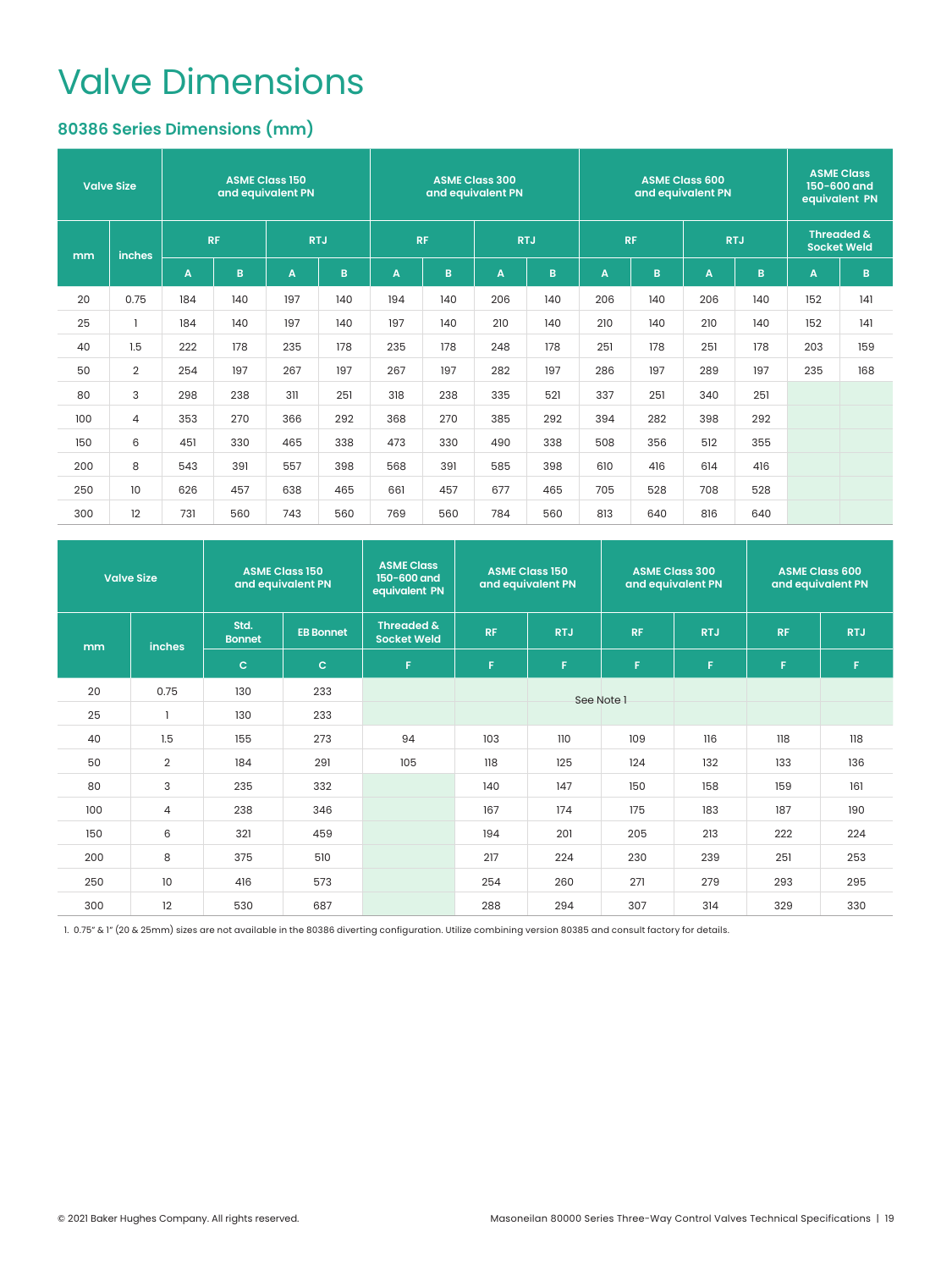# Valve Dimensions

## 80386 Series Dimensions (mm)

| Valve Size | | ASME Class 150 and equivalent PN | | | | ASME Class 300 and equivalent PN | | | | ASME Class 600 and equivalent PN | | | | ASME Class 150-600 and equivalent PN | |
|---|---|---|---|---|---|---|---|---|---|---|---|---|---|---|---|
| mm | inches | RF | | RTJ | | RF | | RTJ | | RF | | RTJ | | Threaded & Socket Weld | |
| | | A | B | A | B | A | B | A | B | A | B | A | B | A | B |
| 20 | 0.75 | 184 | 140 | 197 | 140 | 194 | 140 | 206 | 140 | 206 | 140 | 206 | 140 | 152 | 141 |
| 25 | 1 | 184 | 140 | 197 | 140 | 197 | 140 | 210 | 140 | 210 | 140 | 210 | 140 | 152 | 141 |
| 40 | 1.5 | 222 | 178 | 235 | 178 | 235 | 178 | 248 | 178 | 251 | 178 | 251 | 178 | 203 | 159 |
| 50 | 2 | 254 | 197 | 267 | 197 | 267 | 197 | 282 | 197 | 286 | 197 | 289 | 197 | 235 | 168 |
| 80 | 3 | 298 | 238 | 311 | 251 | 318 | 238 | 335 | 521 | 337 | 251 | 340 | 251 | | |
| 100 | 4 | 353 | 270 | 366 | 292 | 368 | 270 | 385 | 292 | 394 | 282 | 398 | 292 | | |
| 150 | 6 | 451 | 330 | 465 | 338 | 473 | 330 | 490 | 338 | 508 | 356 | 512 | 355 | | |
| 200 | 8 | 543 | 391 | 557 | 398 | 568 | 391 | 585 | 398 | 610 | 416 | 614 | 416 | | |
| 250 | 10 | 626 | 457 | 638 | 465 | 661 | 457 | 677 | 465 | 705 | 528 | 708 | 528 | | |
| 300 | 12 | 731 | 560 | 743 | 560 | 769 | 560 | 784 | 560 | 813 | 640 | 816 | 640 | | |

| Valve Size | | ASME Class 150 and equivalent PN | | ASME Class 150-600 and equivalent PN | ASME Class 150 and equivalent PN | | ASME Class 300 and equivalent PN | | ASME Class 600 and equivalent PN | |
|---|---|---|---|---|---|---|---|---|---|---|
| mm | inches | Std. Bonnet | EB Bonnet | Threaded & Socket Weld | RF | RTJ | RF | RTJ | RF | RTJ |
| | | C | C | F | F | F | F | F | F | F |
| 20 | 0.75 | 130 | 233 | See Note 1 | | | | | | |
| 25 | 1 | 130 | 233 | | | | | | | |
| 40 | 1.5 | 155 | 273 | 94 | 103 | 110 | 109 | 116 | 118 | 118 |
| 50 | 2 | 184 | 291 | 105 | 118 | 125 | 124 | 132 | 133 | 136 |
| 80 | 3 | 235 | 332 | | 140 | 147 | 150 | 158 | 159 | 161 |
| 100 | 4 | 238 | 346 | | 167 | 174 | 175 | 183 | 187 | 190 |
| 150 | 6 | 321 | 459 | | 194 | 201 | 205 | 213 | 222 | 224 |
| 200 | 8 | 375 | 510 | | 217 | 224 | 230 | 239 | 251 | 253 |
| 250 | 10 | 416 | 573 | | 254 | 260 | 271 | 279 | 293 | 295 |
| 300 | 12 | 530 | 687 | | 288 | 294 | 307 | 314 | 329 | 330 |

1. 0.75" & 1" (20 & 25mm) sizes are not available in the 80386 diverting configuration. Utilize combining version 80385 and consult factory for details.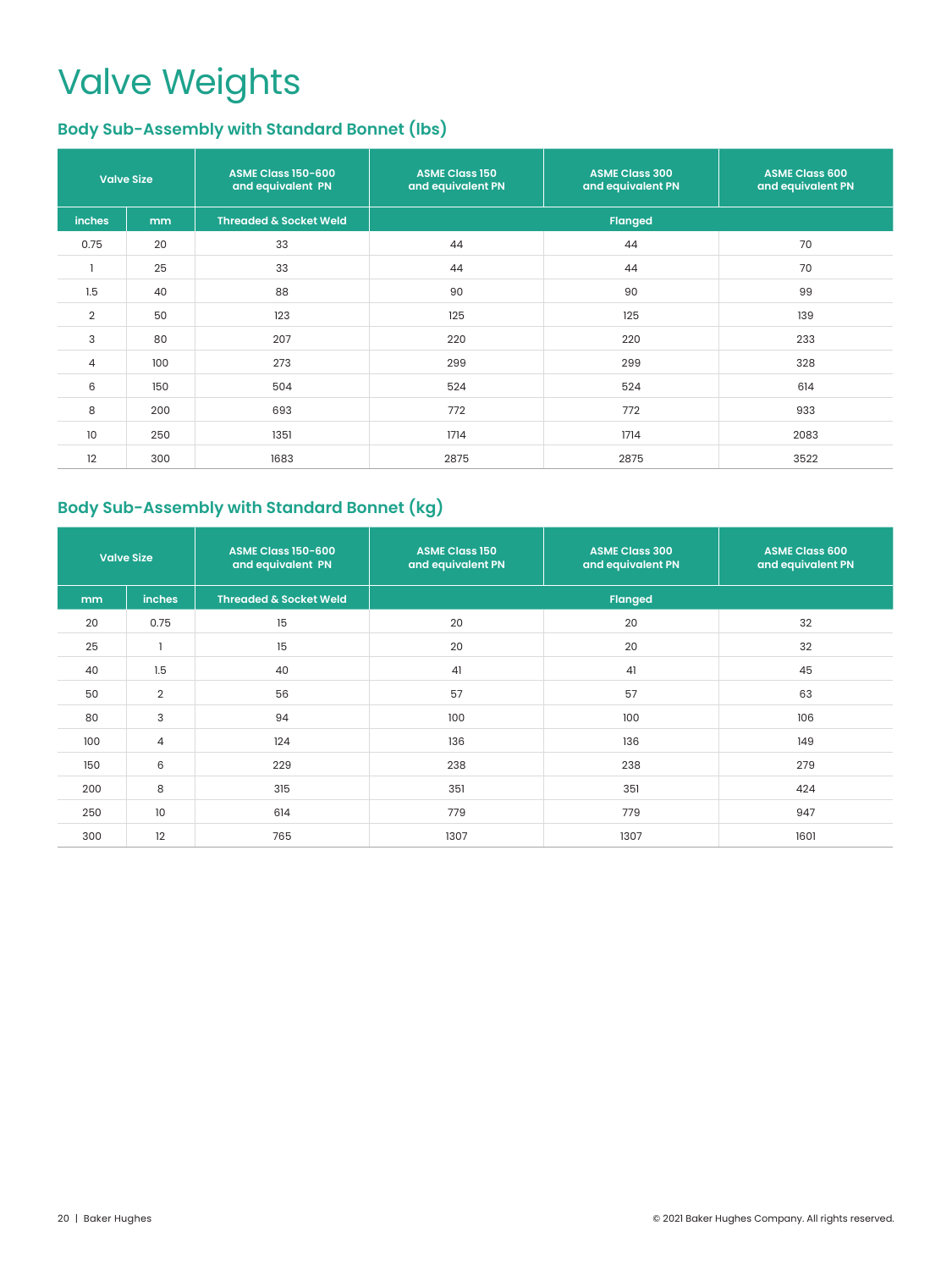# Valve Weights

## Body Sub-Assembly with Standard Bonnet (lbs)

| Valve Size | | ASME Class 150-600 and equivalent PN | ASME Class 150 and equivalent PN | ASME Class 300 and equivalent PN | ASME Class 600 and equivalent PN |
|---|---|---|---|---|---|
| inches | mm | Threaded & Socket Weld | Flanged | | |
| 0.75 | 20 | 33 | 44 | 44 | 70 |
| 1 | 25 | 33 | 44 | 44 | 70 |
| 1.5 | 40 | 88 | 90 | 90 | 99 |
| 2 | 50 | 123 | 125 | 125 | 139 |
| 3 | 80 | 207 | 220 | 220 | 233 |
| 4 | 100 | 273 | 299 | 299 | 328 |
| 6 | 150 | 504 | 524 | 524 | 614 |
| 8 | 200 | 693 | 772 | 772 | 933 |
| 10 | 250 | 1351 | 1714 | 1714 | 2083 |
| 12 | 300 | 1683 | 2875 | 2875 | 3522 |

## Body Sub-Assembly with Standard Bonnet (kg)

| Valve Size | | ASME Class 150-600 and equivalent PN | ASME Class 150 and equivalent PN | ASME Class 300 and equivalent PN | ASME Class 600 and equivalent PN |
|---|---|---|---|---|---|
| mm | inches | Threaded & Socket Weld | Flanged | | |
| 20 | 0.75 | 15 | 20 | 20 | 32 |
| 25 | 1 | 15 | 20 | 20 | 32 |
| 40 | 1.5 | 40 | 41 | 41 | 45 |
| 50 | 2 | 56 | 57 | 57 | 63 |
| 80 | 3 | 94 | 100 | 100 | 106 |
| 100 | 4 | 124 | 136 | 136 | 149 |
| 150 | 6 | 229 | 238 | 238 | 279 |
| 200 | 8 | 315 | 351 | 351 | 424 |
| 250 | 10 | 614 | 779 | 779 | 947 |
| 300 | 12 | 765 | 1307 | 1307 | 1601 |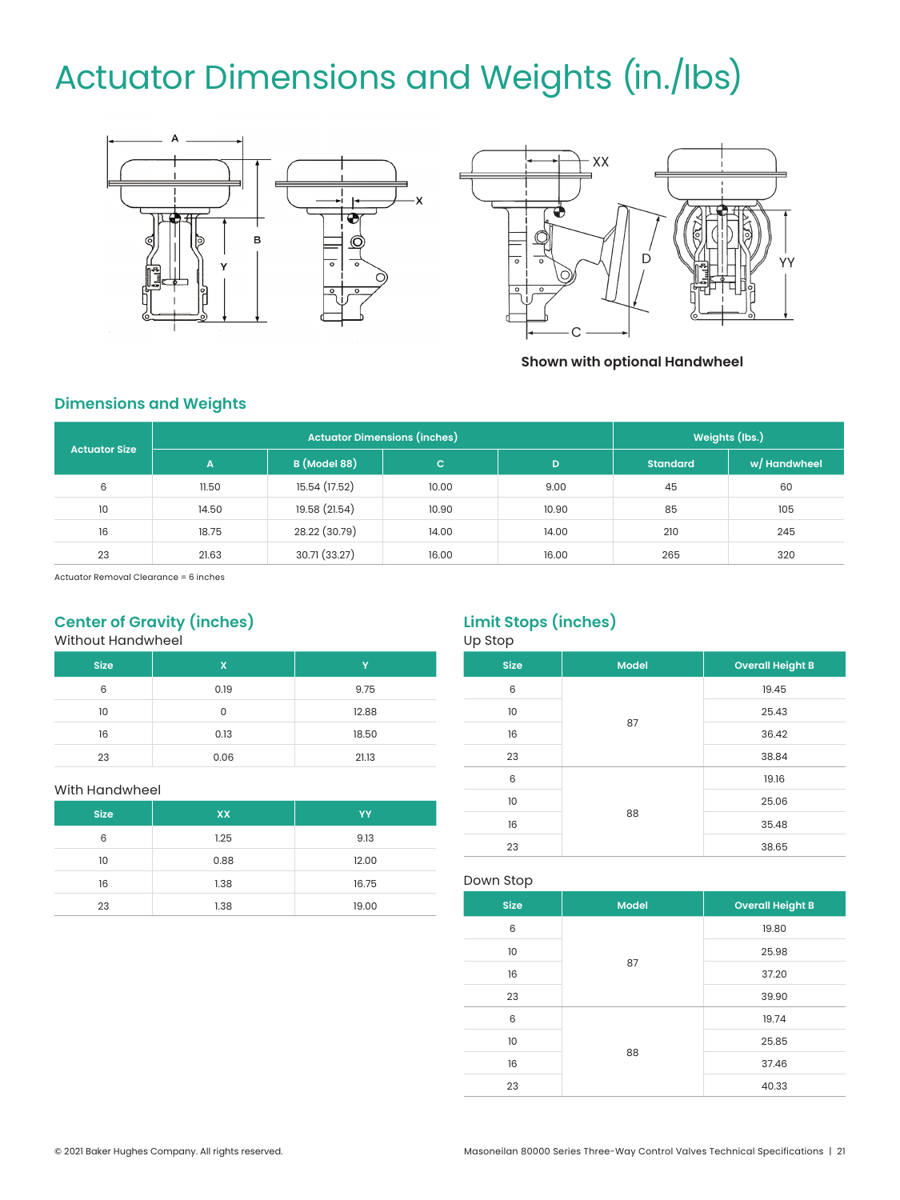# Actuator Dimensions and Weights (in./lbs)

Shown with optional Handwheel

## Dimensions and Weights

| Actuator Size | Actuator Dimensions (inches) | | | | Weights (lbs.) | |
|---|---|---|---|---|---|---|
| | A | B (Model 88) | C | D | Standard | w/ Handwheel |
| 6 | 11.50 | 15.54 (17.52) | 10.00 | 9.00 | 45 | 60 |
| 10 | 14.50 | 19.58 (21.54) | 10.90 | 10.90 | 85 | 105 |
| 16 | 18.75 | 28.22 (30.79) | 14.00 | 14.00 | 210 | 245 |
| 23 | 21.63 | 30.71 (33.27) | 16.00 | 16.00 | 265 | 320 |

Actuator Removal Clearance = 6 inches

## Center of Gravity (inches)

Without Handwheel

| Size | X | Y |
|---|---|---|
| 6 | 0.19 | 9.75 |
| 10 | 0 | 12.88 |
| 16 | 0.13 | 18.50 |
| 23 | 0.06 | 21.13 |

With Handwheel

| Size | XX | YY |
|---|---|---|
| 6 | 1.25 | 9.13 |
| 10 | 0.88 | 12.00 |
| 16 | 1.38 | 16.75 |
| 23 | 1.38 | 19.00 |

## Limit Stops (inches)

Up Stop

| Size | Model | Overall Height B |
|---|---|---|
| 6 | 87 | 19.45 |
| 10 | | 25.43 |
| 16 | | 36.42 |
| 23 | | 38.84 |
| 6 | 88 | 19.16 |
| 10 | | 25.06 |
| 16 | | 35.48 |
| 23 | | 38.65 |

Down Stop

| Size | Model | Overall Height B |
|---|---|---|
| 6 | 87 | 19.80 |
| 10 | | 25.98 |
| 16 | | 37.20 |
| 23 | | 39.90 |
| 6 | 88 | 19.74 |
| 10 | | 25.85 |
| 16 | | 37.46 |
| 23 | | 40.33 |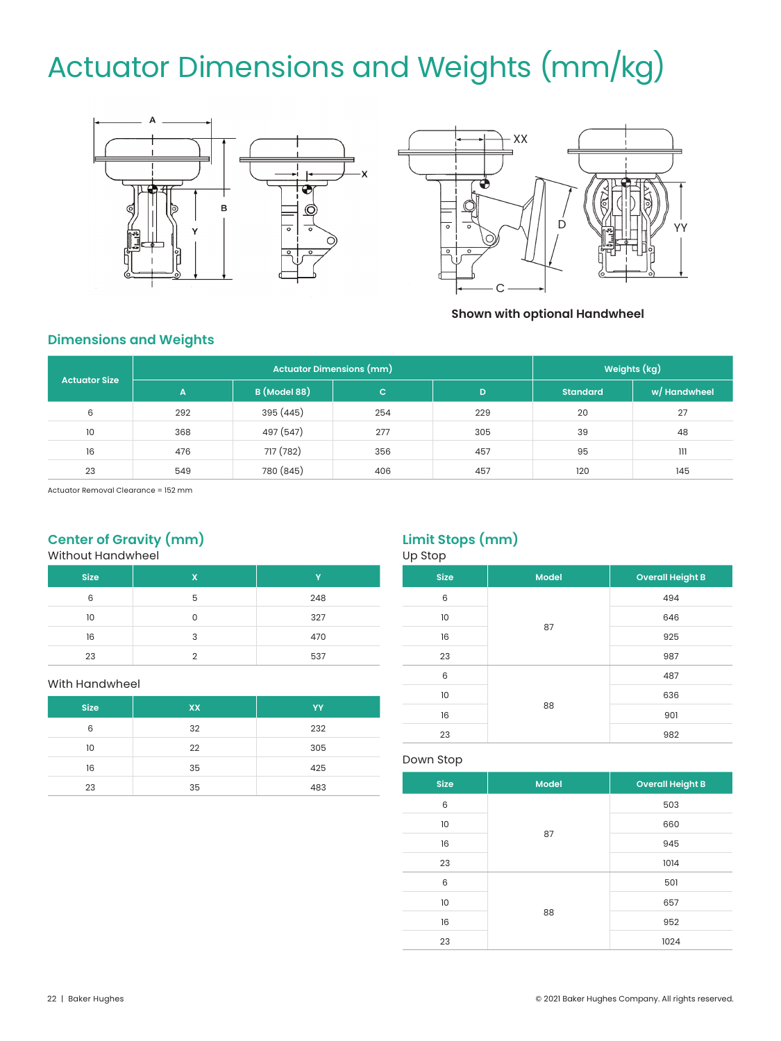# Actuator Dimensions and Weights (mm/kg)

Shown with optional Handwheel

## Dimensions and Weights

| Actuator Size | Actuator Dimensions (mm) | | | | Weights (kg) | |
|---|---|---|---|---|---|---|
| | A | B (Model 88) | C | D | Standard | w/ Handwheel |
| 6 | 292 | 395 (445) | 254 | 229 | 20 | 27 |
| 10 | 368 | 497 (547) | 277 | 305 | 39 | 48 |
| 16 | 476 | 717 (782) | 356 | 457 | 95 | 111 |
| 23 | 549 | 780 (845) | 406 | 457 | 120 | 145 |

Actuator Removal Clearance = 152 mm

## Center of Gravity (mm)

Without Handwheel

| Size | X | Y |
|---|---|---|
| 6 | 5 | 248 |
| 10 | 0 | 327 |
| 16 | 3 | 470 |
| 23 | 2 | 537 |

With Handwheel

| Size | XX | YY |
|---|---|---|
| 6 | 32 | 232 |
| 10 | 22 | 305 |
| 16 | 35 | 425 |
| 23 | 35 | 483 |

## Limit Stops (mm)

Up Stop

| Size | Model | Overall Height B |
|---|---|---|
| 6 | 87 | 494 |
| 10 | 87 | 646 |
| 16 | 87 | 925 |
| 23 | 87 | 987 |
| 6 | 88 | 487 |
| 10 | 88 | 636 |
| 16 | 88 | 901 |
| 23 | 88 | 982 |

Down Stop

| Size | Model | Overall Height B |
|---|---|---|
| 6 | 87 | 503 |
| 10 | 87 | 660 |
| 16 | 87 | 945 |
| 23 | 87 | 1014 |
| 6 | 88 | 501 |
| 10 | 88 | 657 |
| 16 | 88 | 952 |
| 23 | 88 | 1024 |

© 2021 Baker Hughes Company. All rights reserved.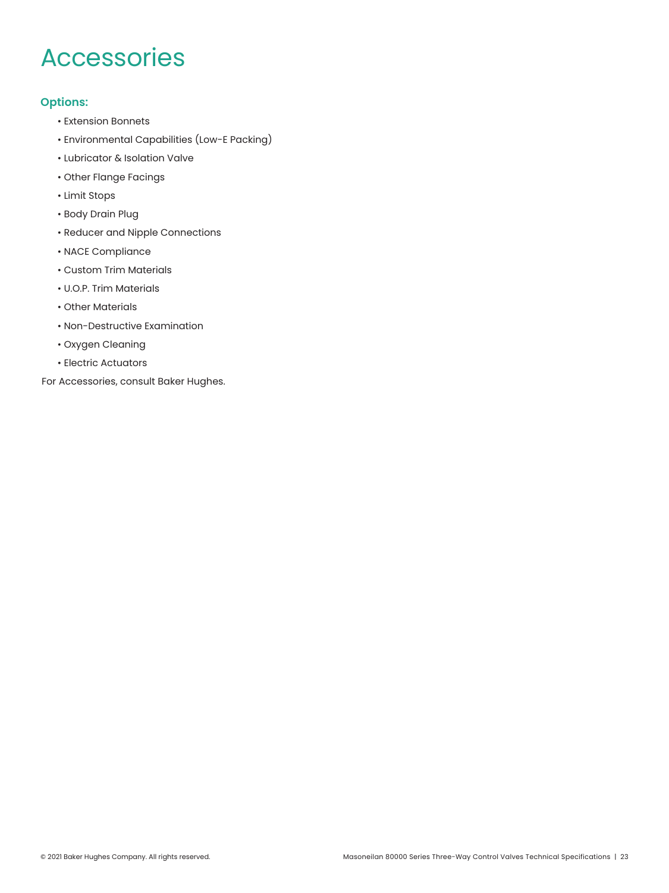# Accessories

### Options:

- Extension Bonnets
- Environmental Capabilities (Low-E Packing)
- Lubricator & Isolation Valve
- Other Flange Facings
- Limit Stops
- Body Drain Plug
- Reducer and Nipple Connections
- NACE Compliance
- Custom Trim Materials
- U.O.P. Trim Materials
- Other Materials
- Non-Destructive Examination
- Oxygen Cleaning
- Electric Actuators

For Accessories, consult Baker Hughes.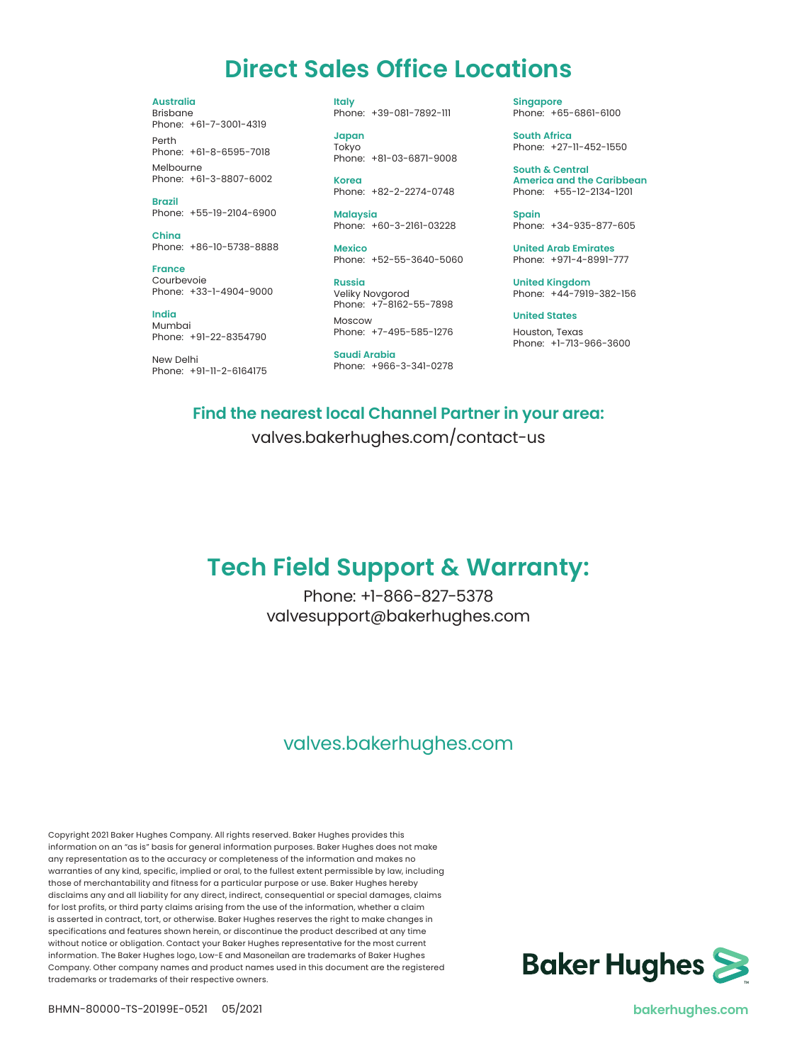# Direct Sales Office Locations

**Australia**
Brisbane
Phone: +61-7-3001-4319

Perth
Phone: +61-8-6595-7018

Melbourne
Phone: +61-3-8807-6002

**Brazil**
Phone: +55-19-2104-6900

**China**
Phone: +86-10-5738-8888

**France**
Courbevoie
Phone: +33-1-4904-9000

**India**
Mumbai
Phone: +91-22-8354790

New Delhi
Phone: +91-11-2-6164175

**Italy**
Phone: +39-081-7892-111

**Japan**
Tokyo
Phone: +81-03-6871-9008

**Korea**
Phone: +82-2-2274-0748

**Malaysia**
Phone: +60-3-2161-03228

**Mexico**
Phone: +52-55-3640-5060

**Russia**
Veliky Novgorod
Phone: +7-8162-55-7898

Moscow
Phone: +7-495-585-1276

**Saudi Arabia**
Phone: +966-3-341-0278

**Singapore**
Phone: +65-6861-6100

**South Africa**
Phone: +27-11-452-1550

**South & Central America and the Caribbean**
Phone: +55-12-2134-1201

**Spain**
Phone: +34-935-877-605

**United Arab Emirates**
Phone: +971-4-8991-777

**United Kingdom**
Phone: +44-7919-382-156

**United States**

Houston, Texas
Phone: +1-713-966-3600

## Find the nearest local Channel Partner in your area:

valves.bakerhughes.com/contact-us

# Tech Field Support & Warranty:

Phone: +1-866-827-5378
valvesupport@bakerhughes.com

valves.bakerhughes.com

Copyright 2021 Baker Hughes Company. All rights reserved. Baker Hughes provides this information on an "as is" basis for general information purposes. Baker Hughes does not make any representation as to the accuracy or completeness of the information and makes no warranties of any kind, specific, implied or oral, to the fullest extent permissible by law, including those of merchantability and fitness for a particular purpose or use. Baker Hughes hereby disclaims any and all liability for any direct, indirect, consequential or special damages, claims for lost profits, or third party claims arising from the use of the information, whether a claim is asserted in contract, tort, or otherwise. Baker Hughes reserves the right to make changes in specifications and features shown herein, or discontinue the product described at any time without notice or obligation. Contact your Baker Hughes representative for the most current information. The Baker Hughes logo, Low-E and Masoneilan are trademarks of Baker Hughes Company. Other company names and product names used in this document are the registered trademarks or trademarks of their respective owners.

Baker Hughes

BHMN-80000-TS-20199E-0521 05/2021

bakerhughes.com